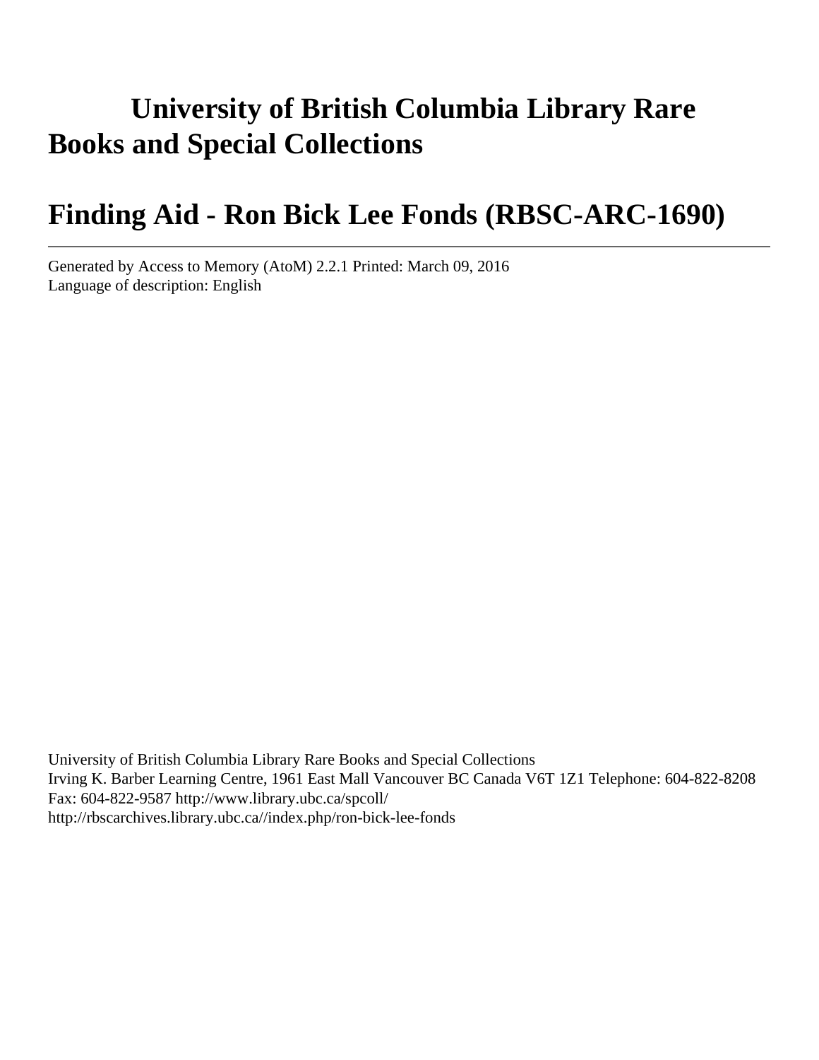# University of British Columbia Library Rare Books and Special Collections

# Finding Aid - Ron Bick Lee Fonds (RBSC-ARC-1690)

---

Generated by Access to Memory (AtoM) 2.2.1 Printed: March 09, 2016
Language of description: English

University of British Columbia Library Rare Books and Special Collections
Irving K. Barber Learning Centre, 1961 East Mall Vancouver BC Canada V6T 1Z1 Telephone: 604-822-8208
Fax: 604-822-9587 http://www.library.ubc.ca/spcoll/
http://rbscarchives.library.ubc.ca//index.php/ron-bick-lee-fonds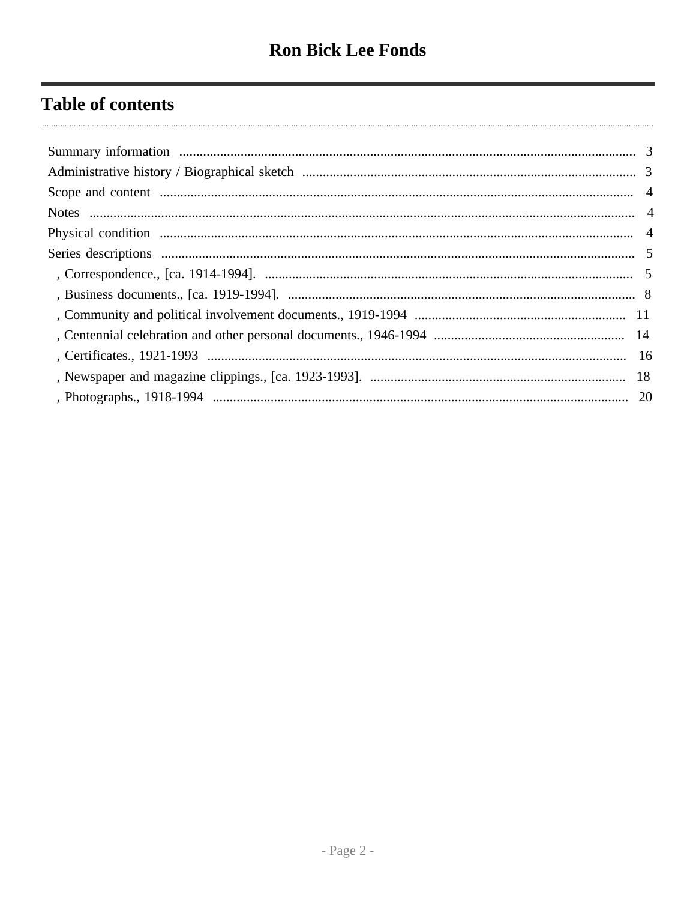# Ron Bick Lee Fonds

## Table of contents

- Summary information ..... 3
- Administrative history / Biographical sketch ..... 3
- Scope and content ..... 4
- Notes ..... 4
- Physical condition ..... 4
- Series descriptions ..... 5
  - , Correspondence., [ca. 1914-1994]. ..... 5
  - , Business documents., [ca. 1919-1994]. ..... 8
  - , Community and political involvement documents., 1919-1994 ..... 11
  - , Centennial celebration and other personal documents., 1946-1994 ..... 14
  - , Certificates., 1921-1993 ..... 16
  - , Newspaper and magazine clippings., [ca. 1923-1993]. ..... 18
  - , Photographs., 1918-1994 ..... 20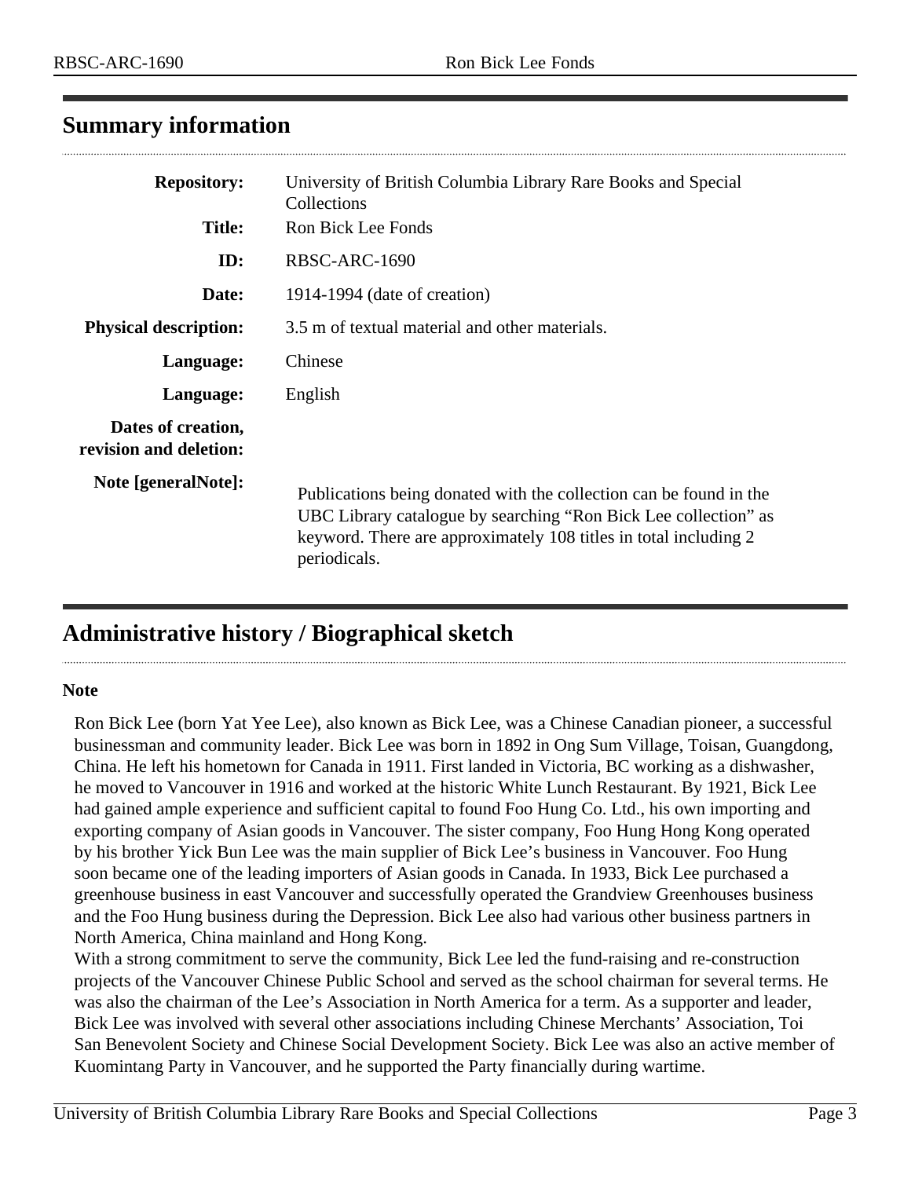## Summary information

| | |
|---|---|
| **Repository:** | University of British Columbia Library Rare Books and Special Collections |
| **Title:** | Ron Bick Lee Fonds |
| **ID:** | RBSC-ARC-1690 |
| **Date:** | 1914-1994 (date of creation) |
| **Physical description:** | 3.5 m of textual material and other materials. |
| **Language:** | Chinese |
| **Language:** | English |
| **Dates of creation, revision and deletion:** | |
| **Note [generalNote]:** | Publications being donated with the collection can be found in the UBC Library catalogue by searching "Ron Bick Lee collection" as keyword. There are approximately 108 titles in total including 2 periodicals. |

## Administrative history / Biographical sketch

**Note**

Ron Bick Lee (born Yat Yee Lee), also known as Bick Lee, was a Chinese Canadian pioneer, a successful businessman and community leader. Bick Lee was born in 1892 in Ong Sum Village, Toisan, Guangdong, China. He left his hometown for Canada in 1911. First landed in Victoria, BC working as a dishwasher, he moved to Vancouver in 1916 and worked at the historic White Lunch Restaurant. By 1921, Bick Lee had gained ample experience and sufficient capital to found Foo Hung Co. Ltd., his own importing and exporting company of Asian goods in Vancouver. The sister company, Foo Hung Hong Kong operated by his brother Yick Bun Lee was the main supplier of Bick Lee's business in Vancouver. Foo Hung soon became one of the leading importers of Asian goods in Canada. In 1933, Bick Lee purchased a greenhouse business in east Vancouver and successfully operated the Grandview Greenhouses business and the Foo Hung business during the Depression. Bick Lee also had various other business partners in North America, China mainland and Hong Kong.

With a strong commitment to serve the community, Bick Lee led the fund-raising and re-construction projects of the Vancouver Chinese Public School and served as the school chairman for several terms. He was also the chairman of the Lee's Association in North America for a term. As a supporter and leader, Bick Lee was involved with several other associations including Chinese Merchants' Association, Toi San Benevolent Society and Chinese Social Development Society. Bick Lee was also an active member of Kuomintang Party in Vancouver, and he supported the Party financially during wartime.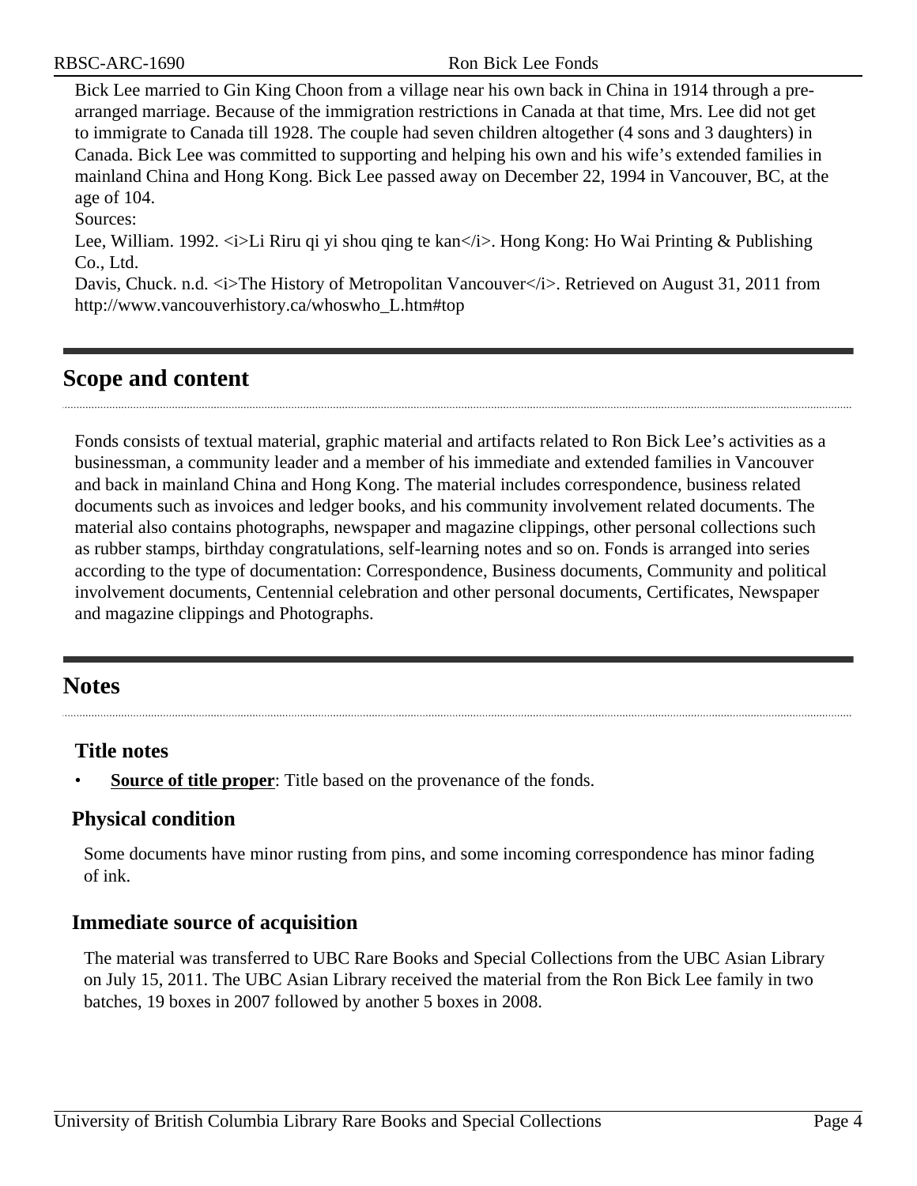Bick Lee married to Gin King Choon from a village near his own back in China in 1914 through a pre-arranged marriage. Because of the immigration restrictions in Canada at that time, Mrs. Lee did not get to immigrate to Canada till 1928. The couple had seven children altogether (4 sons and 3 daughters) in Canada. Bick Lee was committed to supporting and helping his own and his wife's extended families in mainland China and Hong Kong. Bick Lee passed away on December 22, 1994 in Vancouver, BC, at the age of 104.

Sources:

Lee, William. 1992. <i>Li Riru qi yi shou qing te kan</i>. Hong Kong: Ho Wai Printing & Publishing Co., Ltd.

Davis, Chuck. n.d. <i>The History of Metropolitan Vancouver</i>. Retrieved on August 31, 2011 from http://www.vancouverhistory.ca/whoswho_L.htm#top

## Scope and content

Fonds consists of textual material, graphic material and artifacts related to Ron Bick Lee's activities as a businessman, a community leader and a member of his immediate and extended families in Vancouver and back in mainland China and Hong Kong. The material includes correspondence, business related documents such as invoices and ledger books, and his community involvement related documents. The material also contains photographs, newspaper and magazine clippings, other personal collections such as rubber stamps, birthday congratulations, self-learning notes and so on. Fonds is arranged into series according to the type of documentation: Correspondence, Business documents, Community and political involvement documents, Centennial celebration and other personal documents, Certificates, Newspaper and magazine clippings and Photographs.

## Notes

### Title notes

- **Source of title proper**: Title based on the provenance of the fonds.

### Physical condition

Some documents have minor rusting from pins, and some incoming correspondence has minor fading of ink.

### Immediate source of acquisition

The material was transferred to UBC Rare Books and Special Collections from the UBC Asian Library on July 15, 2011. The UBC Asian Library received the material from the Ron Bick Lee family in two batches, 19 boxes in 2007 followed by another 5 boxes in 2008.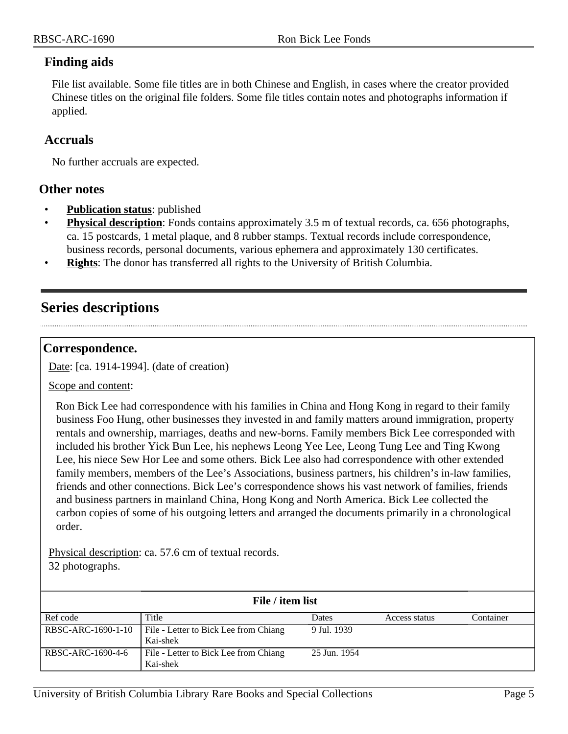### Finding aids

File list available. Some file titles are in both Chinese and English, in cases where the creator provided Chinese titles on the original file folders. Some file titles contain notes and photographs information if applied.

### Accruals

No further accruals are expected.

### Other notes

- **Publication status**: published
- **Physical description**: Fonds contains approximately 3.5 m of textual records, ca. 656 photographs, ca. 15 postcards, 1 metal plaque, and 8 rubber stamps. Textual records include correspondence, business records, personal documents, various ephemera and approximately 130 certificates.
- **Rights**: The donor has transferred all rights to the University of British Columbia.

## Series descriptions

### Correspondence.

Date: [ca. 1914-1994]. (date of creation)

Scope and content:

Ron Bick Lee had correspondence with his families in China and Hong Kong in regard to their family business Foo Hung, other businesses they invested in and family matters around immigration, property rentals and ownership, marriages, deaths and new-borns. Family members Bick Lee corresponded with included his brother Yick Bun Lee, his nephews Leong Yee Lee, Leong Tung Lee and Ting Kwong Lee, his niece Sew Hor Lee and some others. Bick Lee also had correspondence with other extended family members, members of the Lee's Associations, business partners, his children's in-law families, friends and other connections. Bick Lee's correspondence shows his vast network of families, friends and business partners in mainland China, Hong Kong and North America. Bick Lee collected the carbon copies of some of his outgoing letters and arranged the documents primarily in a chronological order.

Physical description: ca. 57.6 cm of textual records.
32 photographs.

**File / item list**

| Ref code | Title | Dates | Access status | Container |
|---|---|---|---|---|
| RBSC-ARC-1690-1-10 | File - Letter to Bick Lee from Chiang Kai-shek | 9 Jul. 1939 | | |
| RBSC-ARC-1690-4-6 | File - Letter to Bick Lee from Chiang Kai-shek | 25 Jun. 1954 | | |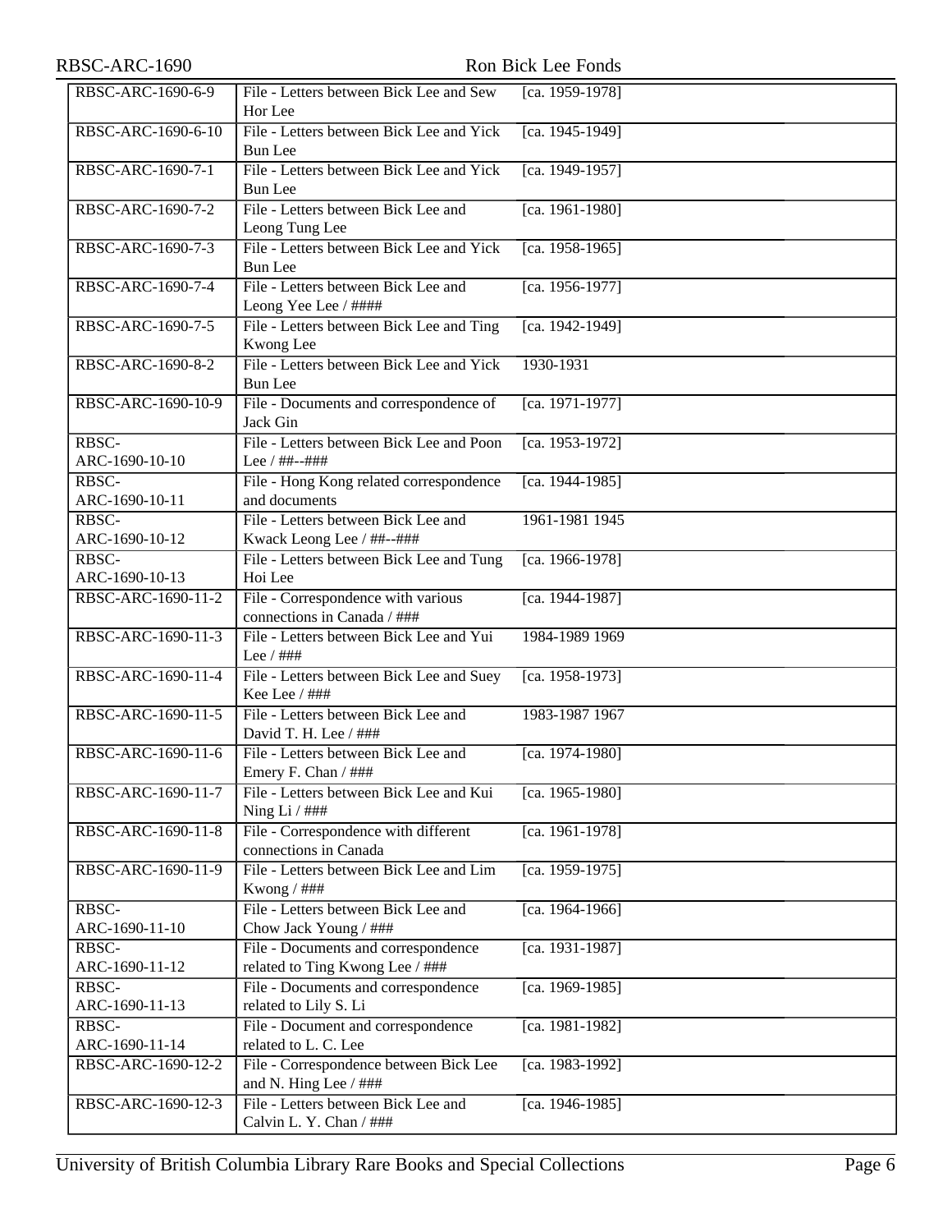| | | | |
|---|---|---|---|
| RBSC-ARC-1690-6-9 | File - Letters between Bick Lee and Sew Hor Lee | [ca. 1959-1978] | |
| RBSC-ARC-1690-6-10 | File - Letters between Bick Lee and Yick Bun Lee | [ca. 1945-1949] | |
| RBSC-ARC-1690-7-1 | File - Letters between Bick Lee and Yick Bun Lee | [ca. 1949-1957] | |
| RBSC-ARC-1690-7-2 | File - Letters between Bick Lee and Leong Tung Lee | [ca. 1961-1980] | |
| RBSC-ARC-1690-7-3 | File - Letters between Bick Lee and Yick Bun Lee | [ca. 1958-1965] | |
| RBSC-ARC-1690-7-4 | File - Letters between Bick Lee and Leong Yee Lee / #### | [ca. 1956-1977] | |
| RBSC-ARC-1690-7-5 | File - Letters between Bick Lee and Ting Kwong Lee | [ca. 1942-1949] | |
| RBSC-ARC-1690-8-2 | File - Letters between Bick Lee and Yick Bun Lee | 1930-1931 | |
| RBSC-ARC-1690-10-9 | File - Documents and correspondence of Jack Gin | [ca. 1971-1977] | |
| RBSC-ARC-1690-10-10 | File - Letters between Bick Lee and Poon Lee / ##--### | [ca. 1953-1972] | |
| RBSC-ARC-1690-10-11 | File - Hong Kong related correspondence and documents | [ca. 1944-1985] | |
| RBSC-ARC-1690-10-12 | File - Letters between Bick Lee and Kwack Leong Lee / ##--### | 1961-1981 1945 | |
| RBSC-ARC-1690-10-13 | File - Letters between Bick Lee and Tung Hoi Lee | [ca. 1966-1978] | |
| RBSC-ARC-1690-11-2 | File - Correspondence with various connections in Canada / ### | [ca. 1944-1987] | |
| RBSC-ARC-1690-11-3 | File - Letters between Bick Lee and Yui Lee / ### | 1984-1989 1969 | |
| RBSC-ARC-1690-11-4 | File - Letters between Bick Lee and Suey Kee Lee / ### | [ca. 1958-1973] | |
| RBSC-ARC-1690-11-5 | File - Letters between Bick Lee and David T. H. Lee / ### | 1983-1987 1967 | |
| RBSC-ARC-1690-11-6 | File - Letters between Bick Lee and Emery F. Chan / ### | [ca. 1974-1980] | |
| RBSC-ARC-1690-11-7 | File - Letters between Bick Lee and Kui Ning Li / ### | [ca. 1965-1980] | |
| RBSC-ARC-1690-11-8 | File - Correspondence with different connections in Canada | [ca. 1961-1978] | |
| RBSC-ARC-1690-11-9 | File - Letters between Bick Lee and Lim Kwong / ### | [ca. 1959-1975] | |
| RBSC-ARC-1690-11-10 | File - Letters between Bick Lee and Chow Jack Young / ### | [ca. 1964-1966] | |
| RBSC-ARC-1690-11-12 | File - Documents and correspondence related to Ting Kwong Lee / ### | [ca. 1931-1987] | |
| RBSC-ARC-1690-11-13 | File - Documents and correspondence related to Lily S. Li | [ca. 1969-1985] | |
| RBSC-ARC-1690-11-14 | File - Document and correspondence related to L. C. Lee | [ca. 1981-1982] | |
| RBSC-ARC-1690-12-2 | File - Correspondence between Bick Lee and N. Hing Lee / ### | [ca. 1983-1992] | |
| RBSC-ARC-1690-12-3 | File - Letters between Bick Lee and Calvin L. Y. Chan / ### | [ca. 1946-1985] | |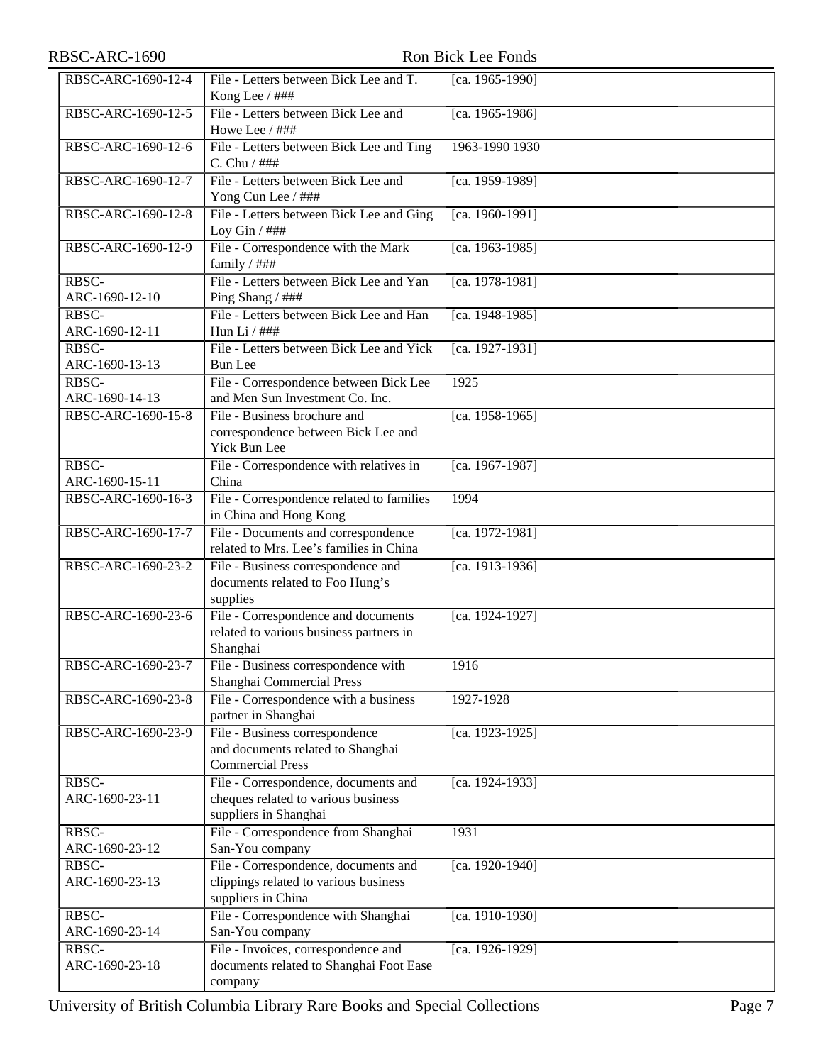| | | | |
|---|---|---|---|
| RBSC-ARC-1690-12-4 | File - Letters between Bick Lee and T. Kong Lee / ### | [ca. 1965-1990] | |
| RBSC-ARC-1690-12-5 | File - Letters between Bick Lee and Howe Lee / ### | [ca. 1965-1986] | |
| RBSC-ARC-1690-12-6 | File - Letters between Bick Lee and Ting C. Chu / ### | 1963-1990 1930 | |
| RBSC-ARC-1690-12-7 | File - Letters between Bick Lee and Yong Cun Lee / ### | [ca. 1959-1989] | |
| RBSC-ARC-1690-12-8 | File - Letters between Bick Lee and Ging Loy Gin / ### | [ca. 1960-1991] | |
| RBSC-ARC-1690-12-9 | File - Correspondence with the Mark family / ### | [ca. 1963-1985] | |
| RBSC-ARC-1690-12-10 | File - Letters between Bick Lee and Yan Ping Shang / ### | [ca. 1978-1981] | |
| RBSC-ARC-1690-12-11 | File - Letters between Bick Lee and Han Hun Li / ### | [ca. 1948-1985] | |
| RBSC-ARC-1690-13-13 | File - Letters between Bick Lee and Yick Bun Lee | [ca. 1927-1931] | |
| RBSC-ARC-1690-14-13 | File - Correspondence between Bick Lee and Men Sun Investment Co. Inc. | 1925 | |
| RBSC-ARC-1690-15-8 | File - Business brochure and correspondence between Bick Lee and Yick Bun Lee | [ca. 1958-1965] | |
| RBSC-ARC-1690-15-11 | File - Correspondence with relatives in China | [ca. 1967-1987] | |
| RBSC-ARC-1690-16-3 | File - Correspondence related to families in China and Hong Kong | 1994 | |
| RBSC-ARC-1690-17-7 | File - Documents and correspondence related to Mrs. Lee's families in China | [ca. 1972-1981] | |
| RBSC-ARC-1690-23-2 | File - Business correspondence and documents related to Foo Hung's supplies | [ca. 1913-1936] | |
| RBSC-ARC-1690-23-6 | File - Correspondence and documents related to various business partners in Shanghai | [ca. 1924-1927] | |
| RBSC-ARC-1690-23-7 | File - Business correspondence with Shanghai Commercial Press | 1916 | |
| RBSC-ARC-1690-23-8 | File - Correspondence with a business partner in Shanghai | 1927-1928 | |
| RBSC-ARC-1690-23-9 | File - Business correspondence and documents related to Shanghai Commercial Press | [ca. 1923-1925] | |
| RBSC-ARC-1690-23-11 | File - Correspondence, documents and cheques related to various business suppliers in Shanghai | [ca. 1924-1933] | |
| RBSC-ARC-1690-23-12 | File - Correspondence from Shanghai San-You company | 1931 | |
| RBSC-ARC-1690-23-13 | File - Correspondence, documents and clippings related to various business suppliers in China | [ca. 1920-1940] | |
| RBSC-ARC-1690-23-14 | File - Correspondence with Shanghai San-You company | [ca. 1910-1930] | |
| RBSC-ARC-1690-23-18 | File - Invoices, correspondence and documents related to Shanghai Foot Ease company | [ca. 1926-1929] | |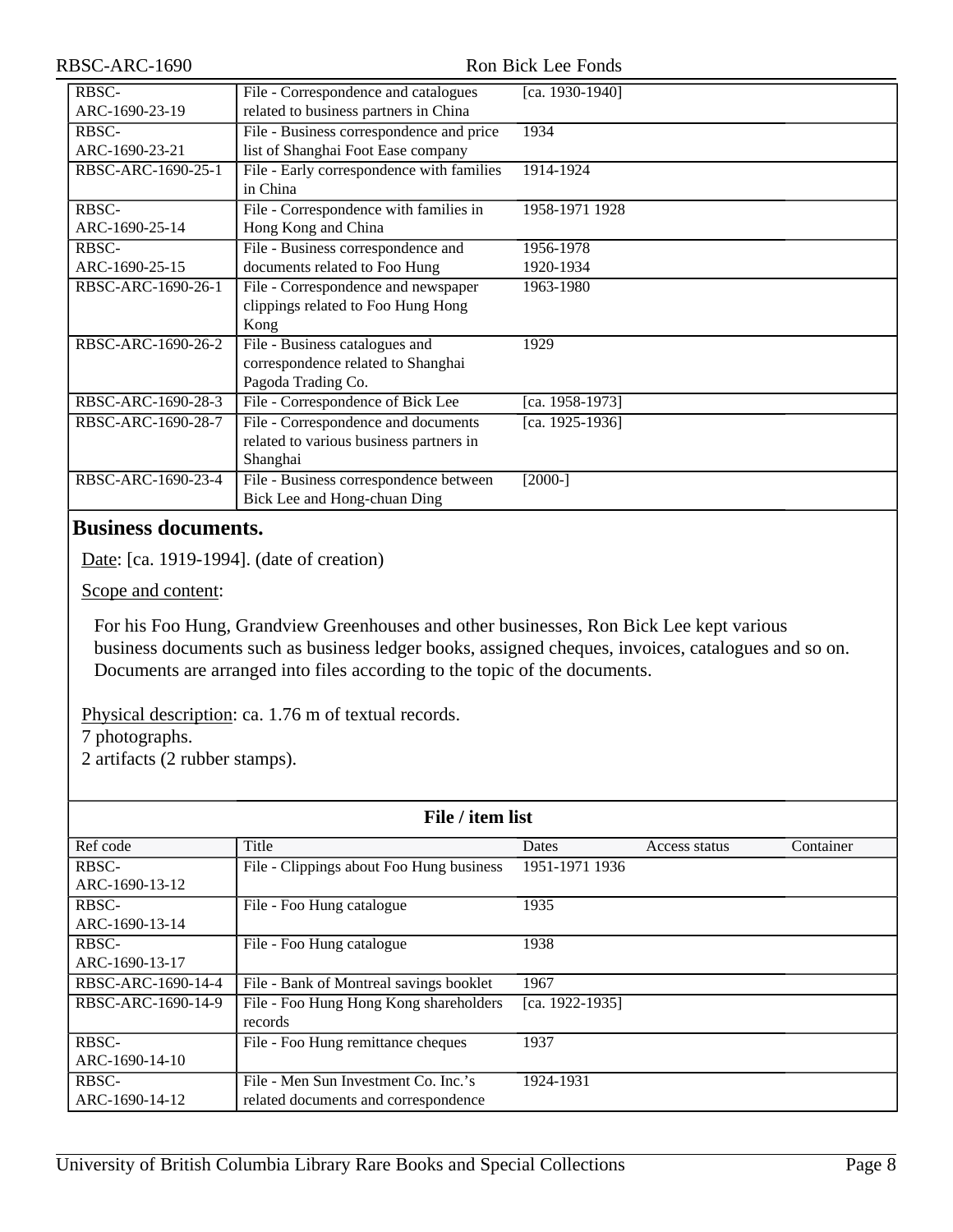| Ref code | Title | Dates | Access status | Container |
| --- | --- | --- | --- | --- |
| RBSC-ARC-1690-23-19 | File - Correspondence and catalogues related to business partners in China | [ca. 1930-1940] | | |
| RBSC-ARC-1690-23-21 | File - Business correspondence and price list of Shanghai Foot Ease company | 1934 | | |
| RBSC-ARC-1690-25-1 | File - Early correspondence with families in China | 1914-1924 | | |
| RBSC-ARC-1690-25-14 | File - Correspondence with families in Hong Kong and China | 1958-1971 1928 | | |
| RBSC-ARC-1690-25-15 | File - Business correspondence and documents related to Foo Hung | 1956-1978 1920-1934 | | |
| RBSC-ARC-1690-26-1 | File - Correspondence and newspaper clippings related to Foo Hung Hong Kong | 1963-1980 | | |
| RBSC-ARC-1690-26-2 | File - Business catalogues and correspondence related to Shanghai Pagoda Trading Co. | 1929 | | |
| RBSC-ARC-1690-28-3 | File - Correspondence of Bick Lee | [ca. 1958-1973] | | |
| RBSC-ARC-1690-28-7 | File - Correspondence and documents related to various business partners in Shanghai | [ca. 1925-1936] | | |
| RBSC-ARC-1690-23-4 | File - Business correspondence between Bick Lee and Hong-chuan Ding | [2000-] | | |

## Business documents.

Date: [ca. 1919-1994]. (date of creation)

Scope and content:

For his Foo Hung, Grandview Greenhouses and other businesses, Ron Bick Lee kept various business documents such as business ledger books, assigned cheques, invoices, catalogues and so on. Documents are arranged into files according to the topic of the documents.

Physical description: ca. 1.76 m of textual records.
7 photographs.
2 artifacts (2 rubber stamps).

**File / item list**

| Ref code | Title | Dates | Access status | Container |
| --- | --- | --- | --- | --- |
| RBSC-ARC-1690-13-12 | File - Clippings about Foo Hung business | 1951-1971 1936 | | |
| RBSC-ARC-1690-13-14 | File - Foo Hung catalogue | 1935 | | |
| RBSC-ARC-1690-13-17 | File - Foo Hung catalogue | 1938 | | |
| RBSC-ARC-1690-14-4 | File - Bank of Montreal savings booklet | 1967 | | |
| RBSC-ARC-1690-14-9 | File - Foo Hung Hong Kong shareholders records | [ca. 1922-1935] | | |
| RBSC-ARC-1690-14-10 | File - Foo Hung remittance cheques | 1937 | | |
| RBSC-ARC-1690-14-12 | File - Men Sun Investment Co. Inc.'s related documents and correspondence | 1924-1931 | | |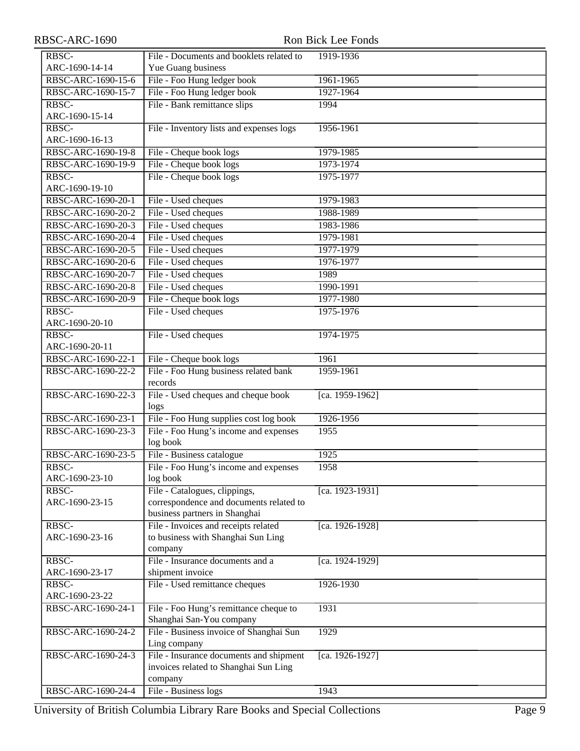| | | | |
|---|---|---|---|
| RBSC-ARC-1690-14-14 | File - Documents and booklets related to Yue Guang business | 1919-1936 | |
| RBSC-ARC-1690-15-6 | File - Foo Hung ledger book | 1961-1965 | |
| RBSC-ARC-1690-15-7 | File - Foo Hung ledger book | 1927-1964 | |
| RBSC-ARC-1690-15-14 | File - Bank remittance slips | 1994 | |
| RBSC-ARC-1690-16-13 | File - Inventory lists and expenses logs | 1956-1961 | |
| RBSC-ARC-1690-19-8 | File - Cheque book logs | 1979-1985 | |
| RBSC-ARC-1690-19-9 | File - Cheque book logs | 1973-1974 | |
| RBSC-ARC-1690-19-10 | File - Cheque book logs | 1975-1977 | |
| RBSC-ARC-1690-20-1 | File - Used cheques | 1979-1983 | |
| RBSC-ARC-1690-20-2 | File - Used cheques | 1988-1989 | |
| RBSC-ARC-1690-20-3 | File - Used cheques | 1983-1986 | |
| RBSC-ARC-1690-20-4 | File - Used cheques | 1979-1981 | |
| RBSC-ARC-1690-20-5 | File - Used cheques | 1977-1979 | |
| RBSC-ARC-1690-20-6 | File - Used cheques | 1976-1977 | |
| RBSC-ARC-1690-20-7 | File - Used cheques | 1989 | |
| RBSC-ARC-1690-20-8 | File - Used cheques | 1990-1991 | |
| RBSC-ARC-1690-20-9 | File - Cheque book logs | 1977-1980 | |
| RBSC-ARC-1690-20-10 | File - Used cheques | 1975-1976 | |
| RBSC-ARC-1690-20-11 | File - Used cheques | 1974-1975 | |
| RBSC-ARC-1690-22-1 | File - Cheque book logs | 1961 | |
| RBSC-ARC-1690-22-2 | File - Foo Hung business related bank records | 1959-1961 | |
| RBSC-ARC-1690-22-3 | File - Used cheques and cheque book logs | [ca. 1959-1962] | |
| RBSC-ARC-1690-23-1 | File - Foo Hung supplies cost log book | 1926-1956 | |
| RBSC-ARC-1690-23-3 | File - Foo Hung's income and expenses log book | 1955 | |
| RBSC-ARC-1690-23-5 | File - Business catalogue | 1925 | |
| RBSC-ARC-1690-23-10 | File - Foo Hung's income and expenses log book | 1958 | |
| RBSC-ARC-1690-23-15 | File - Catalogues, clippings, correspondence and documents related to business partners in Shanghai | [ca. 1923-1931] | |
| RBSC-ARC-1690-23-16 | File - Invoices and receipts related to business with Shanghai Sun Ling company | [ca. 1926-1928] | |
| RBSC-ARC-1690-23-17 | File - Insurance documents and a shipment invoice | [ca. 1924-1929] | |
| RBSC-ARC-1690-23-22 | File - Used remittance cheques | 1926-1930 | |
| RBSC-ARC-1690-24-1 | File - Foo Hung's remittance cheque to Shanghai San-You company | 1931 | |
| RBSC-ARC-1690-24-2 | File - Business invoice of Shanghai Sun Ling company | 1929 | |
| RBSC-ARC-1690-24-3 | File - Insurance documents and shipment invoices related to Shanghai Sun Ling company | [ca. 1926-1927] | |
| RBSC-ARC-1690-24-4 | File - Business logs | 1943 | |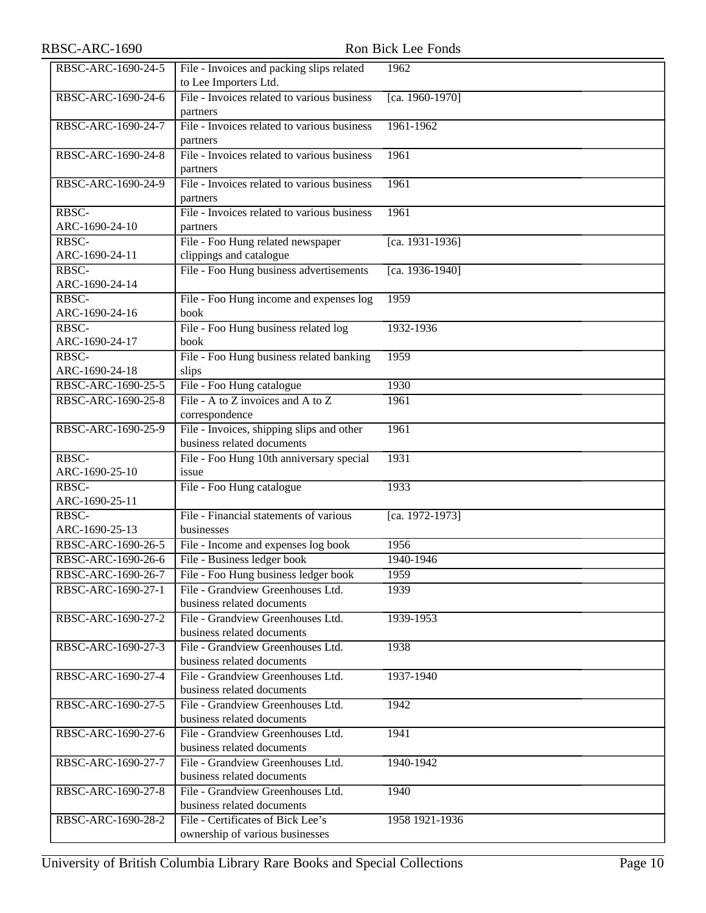| | | |
|---|---|---|
| RBSC-ARC-1690-24-5 | File - Invoices and packing slips related to Lee Importers Ltd. | 1962 |
| RBSC-ARC-1690-24-6 | File - Invoices related to various business partners | [ca. 1960-1970] |
| RBSC-ARC-1690-24-7 | File - Invoices related to various business partners | 1961-1962 |
| RBSC-ARC-1690-24-8 | File - Invoices related to various business partners | 1961 |
| RBSC-ARC-1690-24-9 | File - Invoices related to various business partners | 1961 |
| RBSC-ARC-1690-24-10 | File - Invoices related to various business partners | 1961 |
| RBSC-ARC-1690-24-11 | File - Foo Hung related newspaper clippings and catalogue | [ca. 1931-1936] |
| RBSC-ARC-1690-24-14 | File - Foo Hung business advertisements | [ca. 1936-1940] |
| RBSC-ARC-1690-24-16 | File - Foo Hung income and expenses log book | 1959 |
| RBSC-ARC-1690-24-17 | File - Foo Hung business related log book | 1932-1936 |
| RBSC-ARC-1690-24-18 | File - Foo Hung business related banking slips | 1959 |
| RBSC-ARC-1690-25-5 | File - Foo Hung catalogue | 1930 |
| RBSC-ARC-1690-25-8 | File - A to Z invoices and A to Z correspondence | 1961 |
| RBSC-ARC-1690-25-9 | File - Invoices, shipping slips and other business related documents | 1961 |
| RBSC-ARC-1690-25-10 | File - Foo Hung 10th anniversary special issue | 1931 |
| RBSC-ARC-1690-25-11 | File - Foo Hung catalogue | 1933 |
| RBSC-ARC-1690-25-13 | File - Financial statements of various businesses | [ca. 1972-1973] |
| RBSC-ARC-1690-26-5 | File - Income and expenses log book | 1956 |
| RBSC-ARC-1690-26-6 | File - Business ledger book | 1940-1946 |
| RBSC-ARC-1690-26-7 | File - Foo Hung business ledger book | 1959 |
| RBSC-ARC-1690-27-1 | File - Grandview Greenhouses Ltd. business related documents | 1939 |
| RBSC-ARC-1690-27-2 | File - Grandview Greenhouses Ltd. business related documents | 1939-1953 |
| RBSC-ARC-1690-27-3 | File - Grandview Greenhouses Ltd. business related documents | 1938 |
| RBSC-ARC-1690-27-4 | File - Grandview Greenhouses Ltd. business related documents | 1937-1940 |
| RBSC-ARC-1690-27-5 | File - Grandview Greenhouses Ltd. business related documents | 1942 |
| RBSC-ARC-1690-27-6 | File - Grandview Greenhouses Ltd. business related documents | 1941 |
| RBSC-ARC-1690-27-7 | File - Grandview Greenhouses Ltd. business related documents | 1940-1942 |
| RBSC-ARC-1690-27-8 | File - Grandview Greenhouses Ltd. business related documents | 1940 |
| RBSC-ARC-1690-28-2 | File - Certificates of Bick Lee's ownership of various businesses | 1958 1921-1936 |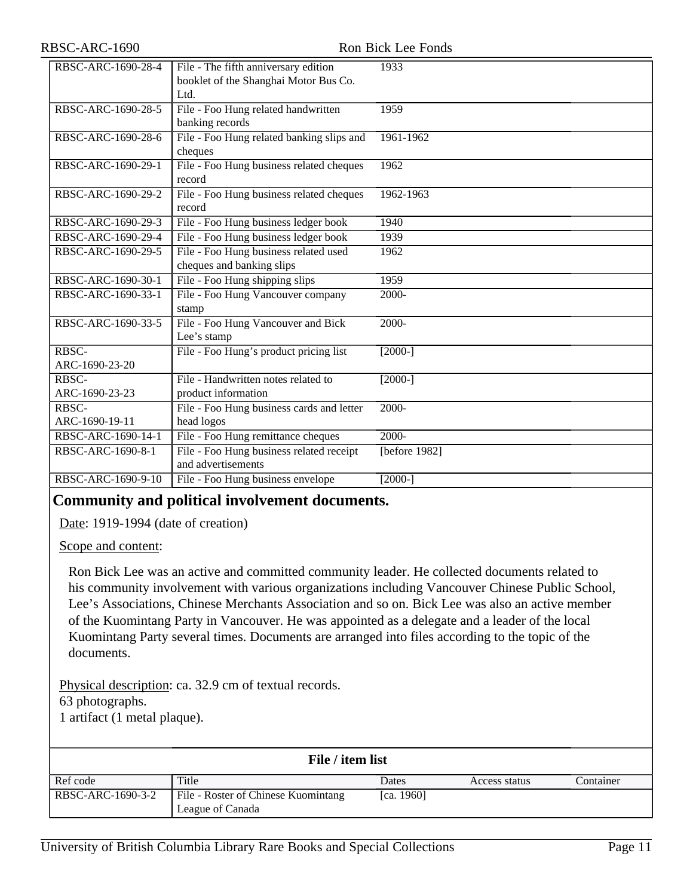| | | | | |
|---|---|---|---|---|
| RBSC-ARC-1690-28-4 | File - The fifth anniversary edition booklet of the Shanghai Motor Bus Co. Ltd. | 1933 | | |
| RBSC-ARC-1690-28-5 | File - Foo Hung related handwritten banking records | 1959 | | |
| RBSC-ARC-1690-28-6 | File - Foo Hung related banking slips and cheques | 1961-1962 | | |
| RBSC-ARC-1690-29-1 | File - Foo Hung business related cheques record | 1962 | | |
| RBSC-ARC-1690-29-2 | File - Foo Hung business related cheques record | 1962-1963 | | |
| RBSC-ARC-1690-29-3 | File - Foo Hung business ledger book | 1940 | | |
| RBSC-ARC-1690-29-4 | File - Foo Hung business ledger book | 1939 | | |
| RBSC-ARC-1690-29-5 | File - Foo Hung business related used cheques and banking slips | 1962 | | |
| RBSC-ARC-1690-30-1 | File - Foo Hung shipping slips | 1959 | | |
| RBSC-ARC-1690-33-1 | File - Foo Hung Vancouver company stamp | 2000- | | |
| RBSC-ARC-1690-33-5 | File - Foo Hung Vancouver and Bick Lee's stamp | 2000- | | |
| RBSC-ARC-1690-23-20 | File - Foo Hung's product pricing list | [2000-] | | |
| RBSC-ARC-1690-23-23 | File - Handwritten notes related to product information | [2000-] | | |
| RBSC-ARC-1690-19-11 | File - Foo Hung business cards and letter head logos | 2000- | | |
| RBSC-ARC-1690-14-1 | File - Foo Hung remittance cheques | 2000- | | |
| RBSC-ARC-1690-8-1 | File - Foo Hung business related receipt and advertisements | [before 1982] | | |
| RBSC-ARC-1690-9-10 | File - Foo Hung business envelope | [2000-] | | |

## Community and political involvement documents.

Date: 1919-1994 (date of creation)

Scope and content:

Ron Bick Lee was an active and committed community leader. He collected documents related to his community involvement with various organizations including Vancouver Chinese Public School, Lee's Associations, Chinese Merchants Association and so on. Bick Lee was also an active member of the Kuomintang Party in Vancouver. He was appointed as a delegate and a leader of the local Kuomintang Party several times. Documents are arranged into files according to the topic of the documents.

Physical description: ca. 32.9 cm of textual records.
63 photographs.
1 artifact (1 metal plaque).

**File / item list**

| Ref code | Title | Dates | Access status | Container |
|---|---|---|---|---|
| RBSC-ARC-1690-3-2 | File - Roster of Chinese Kuomintang League of Canada | [ca. 1960] | | |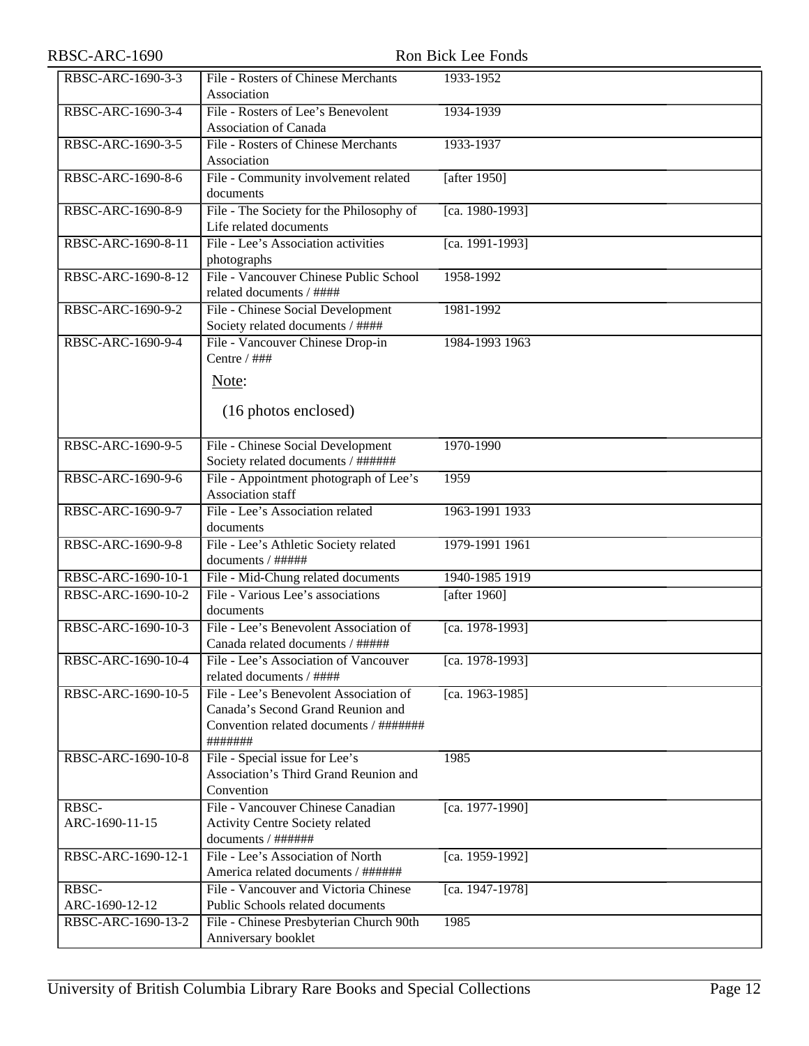| RBSC-ARC-1690-3-3 | File - Rosters of Chinese Merchants Association | 1933-1952 |
|---|---|---|
| RBSC-ARC-1690-3-4 | File - Rosters of Lee's Benevolent Association of Canada | 1934-1939 |
| RBSC-ARC-1690-3-5 | File - Rosters of Chinese Merchants Association | 1933-1937 |
| RBSC-ARC-1690-8-6 | File - Community involvement related documents | [after 1950] |
| RBSC-ARC-1690-8-9 | File - The Society for the Philosophy of Life related documents | [ca. 1980-1993] |
| RBSC-ARC-1690-8-11 | File - Lee's Association activities photographs | [ca. 1991-1993] |
| RBSC-ARC-1690-8-12 | File - Vancouver Chinese Public School related documents / #### | 1958-1992 |
| RBSC-ARC-1690-9-2 | File - Chinese Social Development Society related documents / #### | 1981-1992 |
| RBSC-ARC-1690-9-4 | File - Vancouver Chinese Drop-in Centre / ###<br><br>Note:<br><br>(16 photos enclosed) | 1984-1993 1963 |
| RBSC-ARC-1690-9-5 | File - Chinese Social Development Society related documents / ###### | 1970-1990 |
| RBSC-ARC-1690-9-6 | File - Appointment photograph of Lee's Association staff | 1959 |
| RBSC-ARC-1690-9-7 | File - Lee's Association related documents | 1963-1991 1933 |
| RBSC-ARC-1690-9-8 | File - Lee's Athletic Society related documents / ##### | 1979-1991 1961 |
| RBSC-ARC-1690-10-1 | File - Mid-Chung related documents | 1940-1985 1919 |
| RBSC-ARC-1690-10-2 | File - Various Lee's associations documents | [after 1960] |
| RBSC-ARC-1690-10-3 | File - Lee's Benevolent Association of Canada related documents / ##### | [ca. 1978-1993] |
| RBSC-ARC-1690-10-4 | File - Lee's Association of Vancouver related documents / #### | [ca. 1978-1993] |
| RBSC-ARC-1690-10-5 | File - Lee's Benevolent Association of Canada's Second Grand Reunion and Convention related documents / ####### ####### | [ca. 1963-1985] |
| RBSC-ARC-1690-10-8 | File - Special issue for Lee's Association's Third Grand Reunion and Convention | 1985 |
| RBSC-ARC-1690-11-15 | File - Vancouver Chinese Canadian Activity Centre Society related documents / ###### | [ca. 1977-1990] |
| RBSC-ARC-1690-12-1 | File - Lee's Association of North America related documents / ###### | [ca. 1959-1992] |
| RBSC-ARC-1690-12-12 | File - Vancouver and Victoria Chinese Public Schools related documents | [ca. 1947-1978] |
| RBSC-ARC-1690-13-2 | File - Chinese Presbyterian Church 90th Anniversary booklet | 1985 |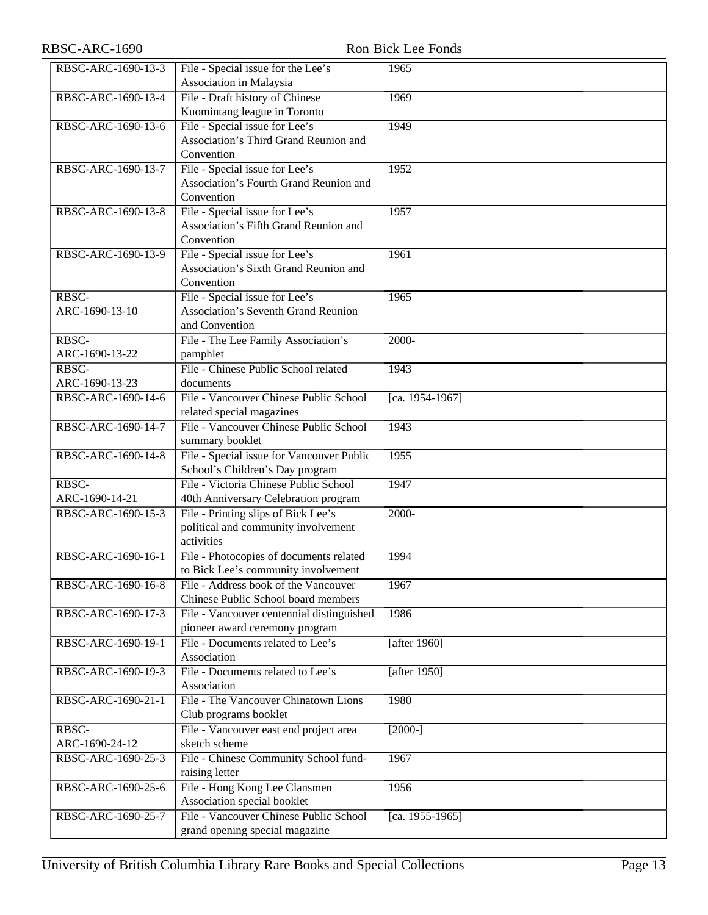| RBSC-ARC-1690-13-3 | File - Special issue for the Lee's Association in Malaysia | 1965 |
|---|---|---|
| RBSC-ARC-1690-13-4 | File - Draft history of Chinese Kuomintang league in Toronto | 1969 |
| RBSC-ARC-1690-13-6 | File - Special issue for Lee's Association's Third Grand Reunion and Convention | 1949 |
| RBSC-ARC-1690-13-7 | File - Special issue for Lee's Association's Fourth Grand Reunion and Convention | 1952 |
| RBSC-ARC-1690-13-8 | File - Special issue for Lee's Association's Fifth Grand Reunion and Convention | 1957 |
| RBSC-ARC-1690-13-9 | File - Special issue for Lee's Association's Sixth Grand Reunion and Convention | 1961 |
| RBSC-ARC-1690-13-10 | File - Special issue for Lee's Association's Seventh Grand Reunion and Convention | 1965 |
| RBSC-ARC-1690-13-22 | File - The Lee Family Association's pamphlet | 2000- |
| RBSC-ARC-1690-13-23 | File - Chinese Public School related documents | 1943 |
| RBSC-ARC-1690-14-6 | File - Vancouver Chinese Public School related special magazines | [ca. 1954-1967] |
| RBSC-ARC-1690-14-7 | File - Vancouver Chinese Public School summary booklet | 1943 |
| RBSC-ARC-1690-14-8 | File - Special issue for Vancouver Public School's Children's Day program | 1955 |
| RBSC-ARC-1690-14-21 | File - Victoria Chinese Public School 40th Anniversary Celebration program | 1947 |
| RBSC-ARC-1690-15-3 | File - Printing slips of Bick Lee's political and community involvement activities | 2000- |
| RBSC-ARC-1690-16-1 | File - Photocopies of documents related to Bick Lee's community involvement | 1994 |
| RBSC-ARC-1690-16-8 | File - Address book of the Vancouver Chinese Public School board members | 1967 |
| RBSC-ARC-1690-17-3 | File - Vancouver centennial distinguished pioneer award ceremony program | 1986 |
| RBSC-ARC-1690-19-1 | File - Documents related to Lee's Association | [after 1960] |
| RBSC-ARC-1690-19-3 | File - Documents related to Lee's Association | [after 1950] |
| RBSC-ARC-1690-21-1 | File - The Vancouver Chinatown Lions Club programs booklet | 1980 |
| RBSC-ARC-1690-24-12 | File - Vancouver east end project area sketch scheme | [2000-] |
| RBSC-ARC-1690-25-3 | File - Chinese Community School fund-raising letter | 1967 |
| RBSC-ARC-1690-25-6 | File - Hong Kong Lee Clansmen Association special booklet | 1956 |
| RBSC-ARC-1690-25-7 | File - Vancouver Chinese Public School grand opening special magazine | [ca. 1955-1965] |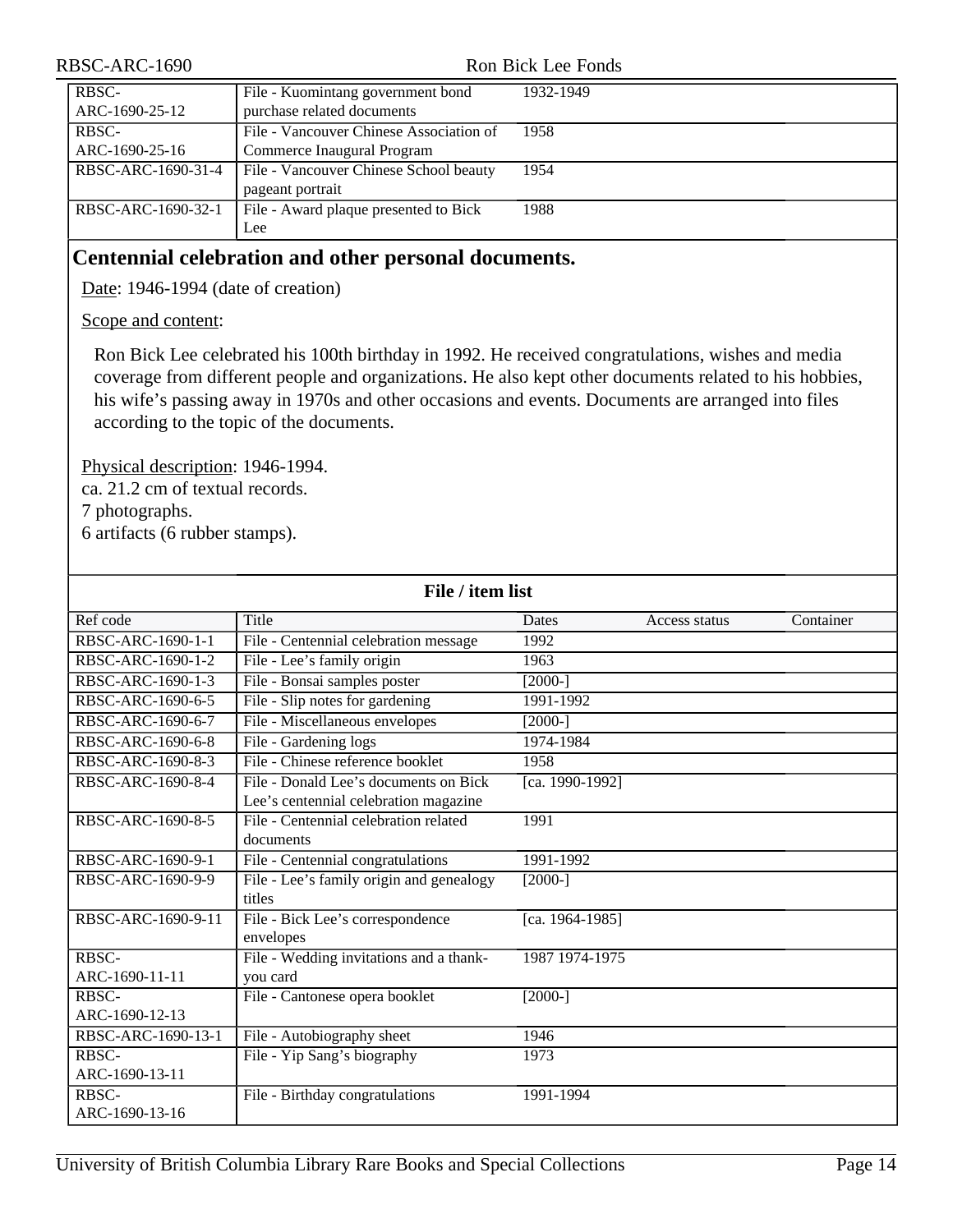| RBSC-ARC-1690-25-12 | File - Kuomintang government bond purchase related documents | 1932-1949 | | |
|---|---|---|---|---|
| RBSC-ARC-1690-25-16 | File - Vancouver Chinese Association of Commerce Inaugural Program | 1958 | | |
| RBSC-ARC-1690-31-4 | File - Vancouver Chinese School beauty pageant portrait | 1954 | | |
| RBSC-ARC-1690-32-1 | File - Award plaque presented to Bick Lee | 1988 | | |

## Centennial celebration and other personal documents.

Date: 1946-1994 (date of creation)

Scope and content:

Ron Bick Lee celebrated his 100th birthday in 1992. He received congratulations, wishes and media coverage from different people and organizations. He also kept other documents related to his hobbies, his wife's passing away in 1970s and other occasions and events. Documents are arranged into files according to the topic of the documents.

Physical description: 1946-1994.
ca. 21.2 cm of textual records.
7 photographs.
6 artifacts (6 rubber stamps).

**File / item list**

| Ref code | Title | Dates | Access status | Container |
|---|---|---|---|---|
| RBSC-ARC-1690-1-1 | File - Centennial celebration message | 1992 | | |
| RBSC-ARC-1690-1-2 | File - Lee's family origin | 1963 | | |
| RBSC-ARC-1690-1-3 | File - Bonsai samples poster | [2000-] | | |
| RBSC-ARC-1690-6-5 | File - Slip notes for gardening | 1991-1992 | | |
| RBSC-ARC-1690-6-7 | File - Miscellaneous envelopes | [2000-] | | |
| RBSC-ARC-1690-6-8 | File - Gardening logs | 1974-1984 | | |
| RBSC-ARC-1690-8-3 | File - Chinese reference booklet | 1958 | | |
| RBSC-ARC-1690-8-4 | File - Donald Lee's documents on Bick Lee's centennial celebration magazine | [ca. 1990-1992] | | |
| RBSC-ARC-1690-8-5 | File - Centennial celebration related documents | 1991 | | |
| RBSC-ARC-1690-9-1 | File - Centennial congratulations | 1991-1992 | | |
| RBSC-ARC-1690-9-9 | File - Lee's family origin and genealogy titles | [2000-] | | |
| RBSC-ARC-1690-9-11 | File - Bick Lee's correspondence envelopes | [ca. 1964-1985] | | |
| RBSC-ARC-1690-11-11 | File - Wedding invitations and a thank-you card | 1987 1974-1975 | | |
| RBSC-ARC-1690-12-13 | File - Cantonese opera booklet | [2000-] | | |
| RBSC-ARC-1690-13-1 | File - Autobiography sheet | 1946 | | |
| RBSC-ARC-1690-13-11 | File - Yip Sang's biography | 1973 | | |
| RBSC-ARC-1690-13-16 | File - Birthday congratulations | 1991-1994 | | |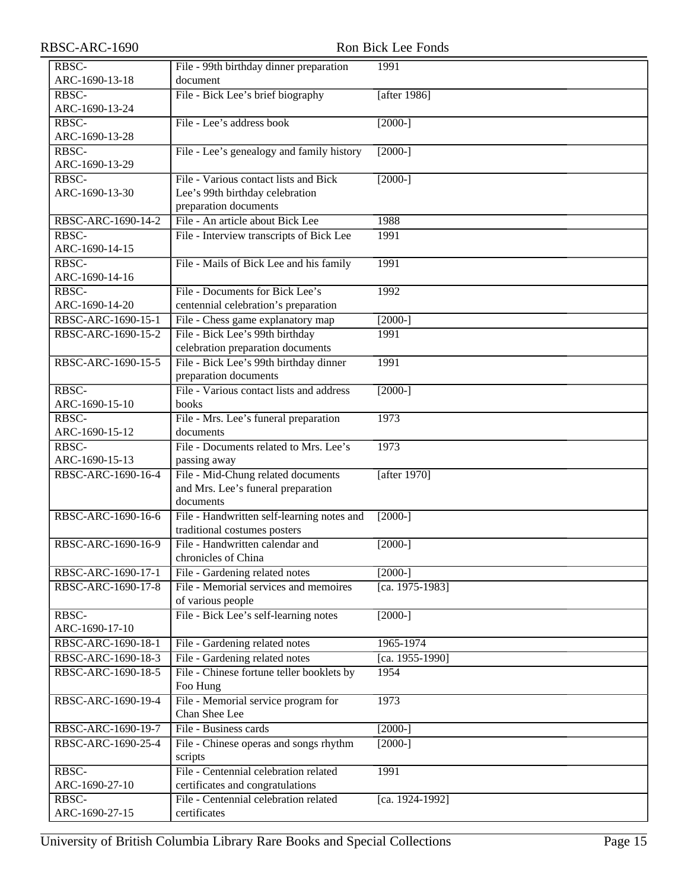| | | |
|---|---|---|
| RBSC-ARC-1690-13-18 | File - 99th birthday dinner preparation document | 1991 |
| RBSC-ARC-1690-13-24 | File - Bick Lee's brief biography | [after 1986] |
| RBSC-ARC-1690-13-28 | File - Lee's address book | [2000-] |
| RBSC-ARC-1690-13-29 | File - Lee's genealogy and family history | [2000-] |
| RBSC-ARC-1690-13-30 | File - Various contact lists and Bick Lee's 99th birthday celebration preparation documents | [2000-] |
| RBSC-ARC-1690-14-2 | File - An article about Bick Lee | 1988 |
| RBSC-ARC-1690-14-15 | File - Interview transcripts of Bick Lee | 1991 |
| RBSC-ARC-1690-14-16 | File - Mails of Bick Lee and his family | 1991 |
| RBSC-ARC-1690-14-20 | File - Documents for Bick Lee's centennial celebration's preparation | 1992 |
| RBSC-ARC-1690-15-1 | File - Chess game explanatory map | [2000-] |
| RBSC-ARC-1690-15-2 | File - Bick Lee's 99th birthday celebration preparation documents | 1991 |
| RBSC-ARC-1690-15-5 | File - Bick Lee's 99th birthday dinner preparation documents | 1991 |
| RBSC-ARC-1690-15-10 | File - Various contact lists and address books | [2000-] |
| RBSC-ARC-1690-15-12 | File - Mrs. Lee's funeral preparation documents | 1973 |
| RBSC-ARC-1690-15-13 | File - Documents related to Mrs. Lee's passing away | 1973 |
| RBSC-ARC-1690-16-4 | File - Mid-Chung related documents and Mrs. Lee's funeral preparation documents | [after 1970] |
| RBSC-ARC-1690-16-6 | File - Handwritten self-learning notes and traditional costumes posters | [2000-] |
| RBSC-ARC-1690-16-9 | File - Handwritten calendar and chronicles of China | [2000-] |
| RBSC-ARC-1690-17-1 | File - Gardening related notes | [2000-] |
| RBSC-ARC-1690-17-8 | File - Memorial services and memoires of various people | [ca. 1975-1983] |
| RBSC-ARC-1690-17-10 | File - Bick Lee's self-learning notes | [2000-] |
| RBSC-ARC-1690-18-1 | File - Gardening related notes | 1965-1974 |
| RBSC-ARC-1690-18-3 | File - Gardening related notes | [ca. 1955-1990] |
| RBSC-ARC-1690-18-5 | File - Chinese fortune teller booklets by Foo Hung | 1954 |
| RBSC-ARC-1690-19-4 | File - Memorial service program for Chan Shee Lee | 1973 |
| RBSC-ARC-1690-19-7 | File - Business cards | [2000-] |
| RBSC-ARC-1690-25-4 | File - Chinese operas and songs rhythm scripts | [2000-] |
| RBSC-ARC-1690-27-10 | File - Centennial celebration related certificates and congratulations | 1991 |
| RBSC-ARC-1690-27-15 | File - Centennial celebration related certificates | [ca. 1924-1992] |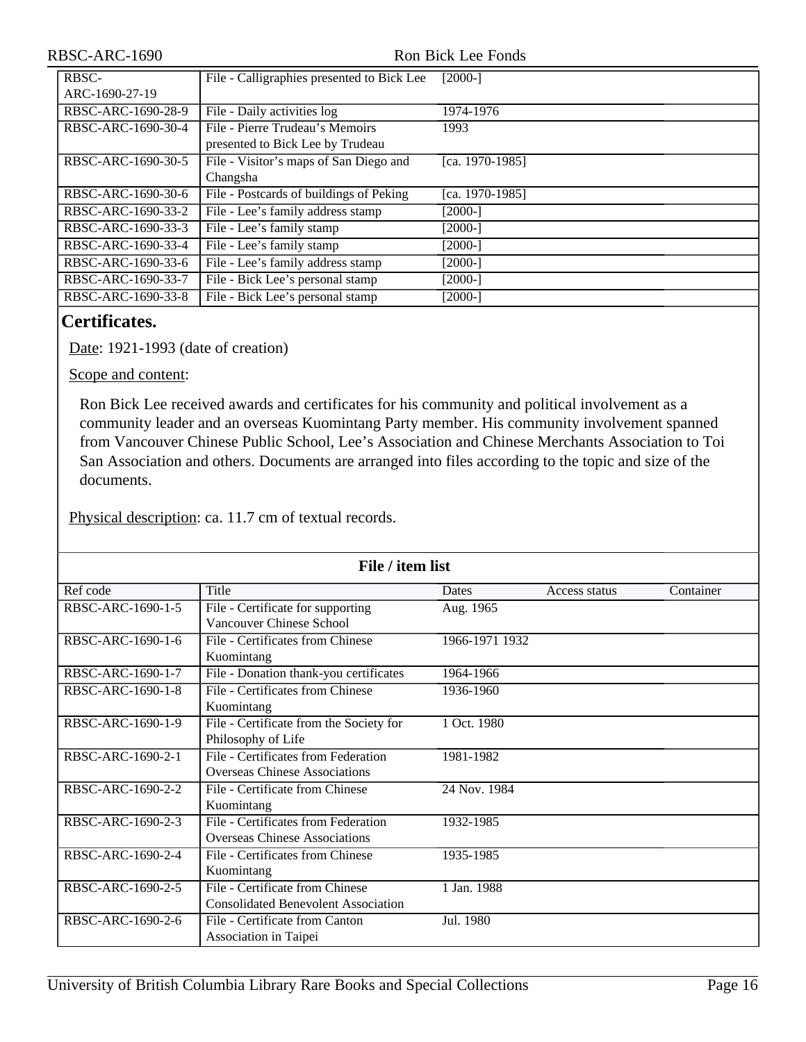| | | | | |
|---|---|---|---|---|
| RBSC-ARC-1690-27-19 | File - Calligraphies presented to Bick Lee | [2000-] | | |
| RBSC-ARC-1690-28-9 | File - Daily activities log | 1974-1976 | | |
| RBSC-ARC-1690-30-4 | File - Pierre Trudeau's Memoirs presented to Bick Lee by Trudeau | 1993 | | |
| RBSC-ARC-1690-30-5 | File - Visitor's maps of San Diego and Changsha | [ca. 1970-1985] | | |
| RBSC-ARC-1690-30-6 | File - Postcards of buildings of Peking | [ca. 1970-1985] | | |
| RBSC-ARC-1690-33-2 | File - Lee's family address stamp | [2000-] | | |
| RBSC-ARC-1690-33-3 | File - Lee's family stamp | [2000-] | | |
| RBSC-ARC-1690-33-4 | File - Lee's family stamp | [2000-] | | |
| RBSC-ARC-1690-33-6 | File - Lee's family address stamp | [2000-] | | |
| RBSC-ARC-1690-33-7 | File - Bick Lee's personal stamp | [2000-] | | |
| RBSC-ARC-1690-33-8 | File - Bick Lee's personal stamp | [2000-] | | |

## Certificates.

Date: 1921-1993 (date of creation)

Scope and content:

Ron Bick Lee received awards and certificates for his community and political involvement as a community leader and an overseas Kuomintang Party member. His community involvement spanned from Vancouver Chinese Public School, Lee's Association and Chinese Merchants Association to Toi San Association and others. Documents are arranged into files according to the topic and size of the documents.

Physical description: ca. 11.7 cm of textual records.

**File / item list**

| Ref code | Title | Dates | Access status | Container |
|---|---|---|---|---|
| RBSC-ARC-1690-1-5 | File - Certificate for supporting Vancouver Chinese School | Aug. 1965 | | |
| RBSC-ARC-1690-1-6 | File - Certificates from Chinese Kuomintang | 1966-1971 1932 | | |
| RBSC-ARC-1690-1-7 | File - Donation thank-you certificates | 1964-1966 | | |
| RBSC-ARC-1690-1-8 | File - Certificates from Chinese Kuomintang | 1936-1960 | | |
| RBSC-ARC-1690-1-9 | File - Certificate from the Society for Philosophy of Life | 1 Oct. 1980 | | |
| RBSC-ARC-1690-2-1 | File - Certificates from Federation Overseas Chinese Associations | 1981-1982 | | |
| RBSC-ARC-1690-2-2 | File - Certificate from Chinese Kuomintang | 24 Nov. 1984 | | |
| RBSC-ARC-1690-2-3 | File - Certificates from Federation Overseas Chinese Associations | 1932-1985 | | |
| RBSC-ARC-1690-2-4 | File - Certificates from Chinese Kuomintang | 1935-1985 | | |
| RBSC-ARC-1690-2-5 | File - Certificate from Chinese Consolidated Benevolent Association | 1 Jan. 1988 | | |
| RBSC-ARC-1690-2-6 | File - Certificate from Canton Association in Taipei | Jul. 1980 | | |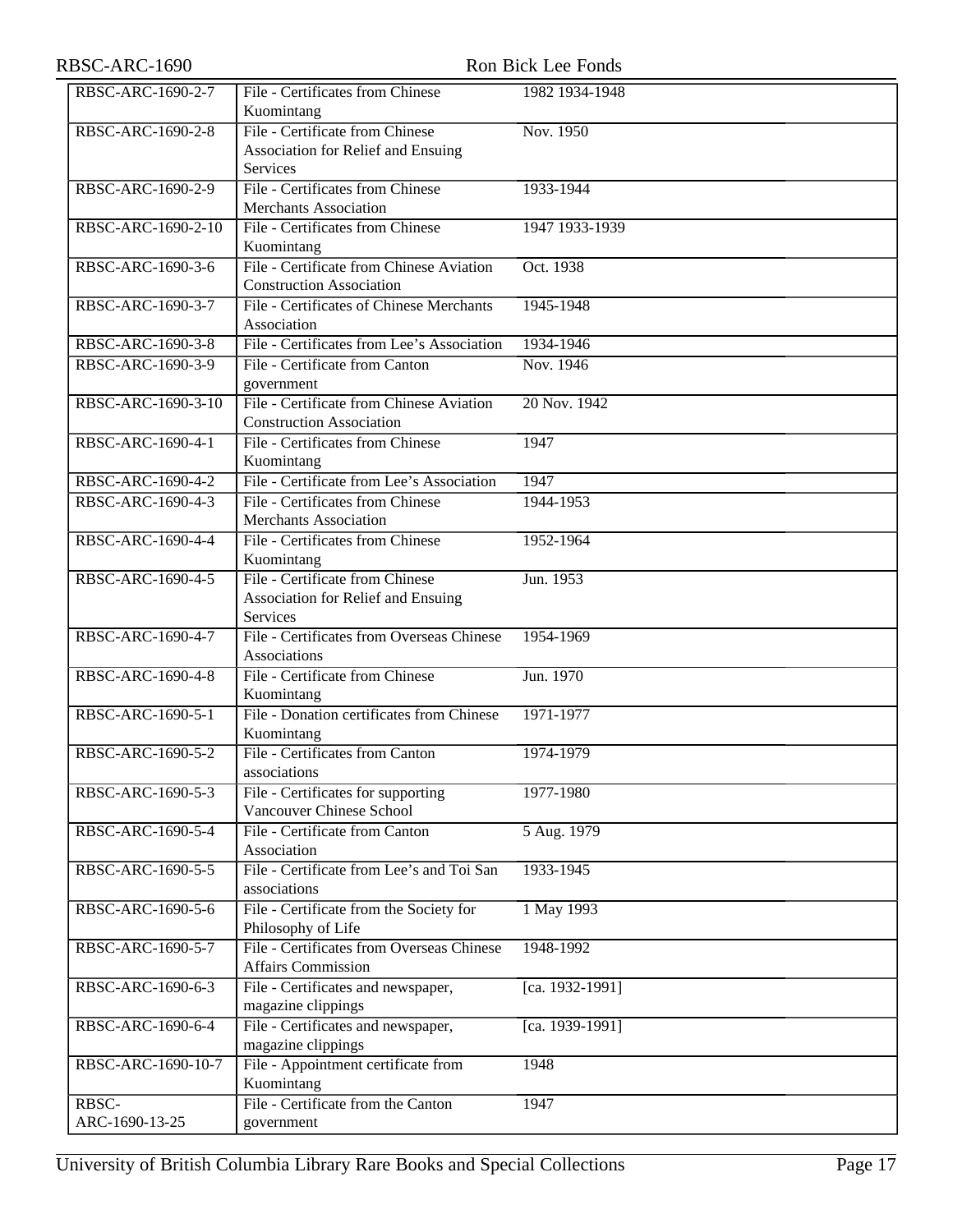| | | | |
|---|---|---|---|
| RBSC-ARC-1690-2-7 | File - Certificates from Chinese Kuomintang | 1982 1934-1948 | |
| RBSC-ARC-1690-2-8 | File - Certificate from Chinese Association for Relief and Ensuing Services | Nov. 1950 | |
| RBSC-ARC-1690-2-9 | File - Certificates from Chinese Merchants Association | 1933-1944 | |
| RBSC-ARC-1690-2-10 | File - Certificates from Chinese Kuomintang | 1947 1933-1939 | |
| RBSC-ARC-1690-3-6 | File - Certificate from Chinese Aviation Construction Association | Oct. 1938 | |
| RBSC-ARC-1690-3-7 | File - Certificates of Chinese Merchants Association | 1945-1948 | |
| RBSC-ARC-1690-3-8 | File - Certificates from Lee's Association | 1934-1946 | |
| RBSC-ARC-1690-3-9 | File - Certificate from Canton government | Nov. 1946 | |
| RBSC-ARC-1690-3-10 | File - Certificate from Chinese Aviation Construction Association | 20 Nov. 1942 | |
| RBSC-ARC-1690-4-1 | File - Certificates from Chinese Kuomintang | 1947 | |
| RBSC-ARC-1690-4-2 | File - Certificate from Lee's Association | 1947 | |
| RBSC-ARC-1690-4-3 | File - Certificates from Chinese Merchants Association | 1944-1953 | |
| RBSC-ARC-1690-4-4 | File - Certificates from Chinese Kuomintang | 1952-1964 | |
| RBSC-ARC-1690-4-5 | File - Certificate from Chinese Association for Relief and Ensuing Services | Jun. 1953 | |
| RBSC-ARC-1690-4-7 | File - Certificates from Overseas Chinese Associations | 1954-1969 | |
| RBSC-ARC-1690-4-8 | File - Certificate from Chinese Kuomintang | Jun. 1970 | |
| RBSC-ARC-1690-5-1 | File - Donation certificates from Chinese Kuomintang | 1971-1977 | |
| RBSC-ARC-1690-5-2 | File - Certificates from Canton associations | 1974-1979 | |
| RBSC-ARC-1690-5-3 | File - Certificates for supporting Vancouver Chinese School | 1977-1980 | |
| RBSC-ARC-1690-5-4 | File - Certificate from Canton Association | 5 Aug. 1979 | |
| RBSC-ARC-1690-5-5 | File - Certificate from Lee's and Toi San associations | 1933-1945 | |
| RBSC-ARC-1690-5-6 | File - Certificate from the Society for Philosophy of Life | 1 May 1993 | |
| RBSC-ARC-1690-5-7 | File - Certificates from Overseas Chinese Affairs Commission | 1948-1992 | |
| RBSC-ARC-1690-6-3 | File - Certificates and newspaper, magazine clippings | [ca. 1932-1991] | |
| RBSC-ARC-1690-6-4 | File - Certificates and newspaper, magazine clippings | [ca. 1939-1991] | |
| RBSC-ARC-1690-10-7 | File - Appointment certificate from Kuomintang | 1948 | |
| RBSC-ARC-1690-13-25 | File - Certificate from the Canton government | 1947 | |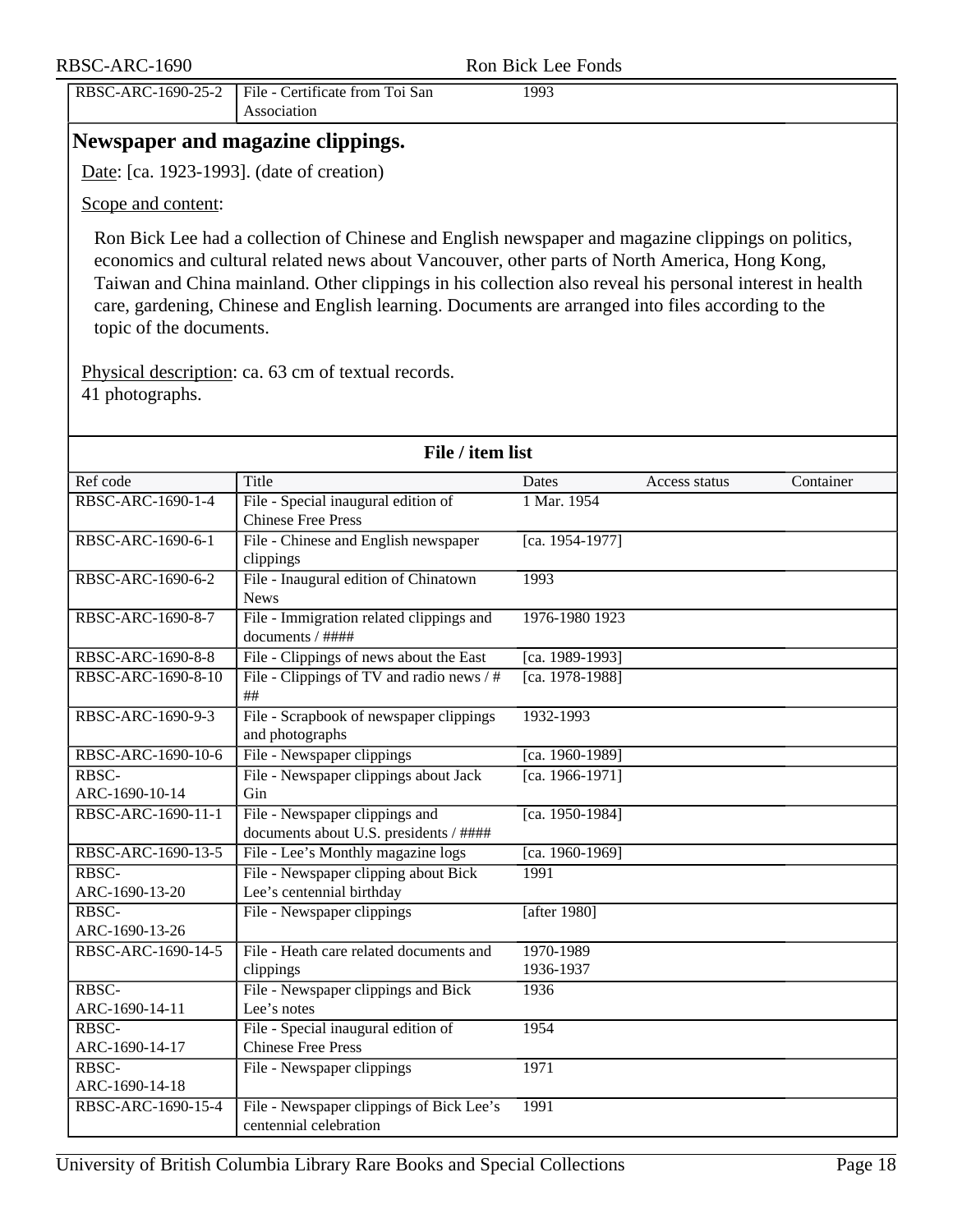| RBSC-ARC-1690-25-2 | File - Certificate from Toi San Association | 1993 | | |
|---|---|---|---|---|

## Newspaper and magazine clippings.

Date: [ca. 1923-1993]. (date of creation)

Scope and content:

Ron Bick Lee had a collection of Chinese and English newspaper and magazine clippings on politics, economics and cultural related news about Vancouver, other parts of North America, Hong Kong, Taiwan and China mainland. Other clippings in his collection also reveal his personal interest in health care, gardening, Chinese and English learning. Documents are arranged into files according to the topic of the documents.

Physical description: ca. 63 cm of textual records.
41 photographs.

**File / item list**

| Ref code | Title | Dates | Access status | Container |
|---|---|---|---|---|
| RBSC-ARC-1690-1-4 | File - Special inaugural edition of Chinese Free Press | 1 Mar. 1954 | | |
| RBSC-ARC-1690-6-1 | File - Chinese and English newspaper clippings | [ca. 1954-1977] | | |
| RBSC-ARC-1690-6-2 | File - Inaugural edition of Chinatown News | 1993 | | |
| RBSC-ARC-1690-8-7 | File - Immigration related clippings and documents / #### | 1976-1980 1923 | | |
| RBSC-ARC-1690-8-8 | File - Clippings of news about the East | [ca. 1989-1993] | | |
| RBSC-ARC-1690-8-10 | File - Clippings of TV and radio news / ### | [ca. 1978-1988] | | |
| RBSC-ARC-1690-9-3 | File - Scrapbook of newspaper clippings and photographs | 1932-1993 | | |
| RBSC-ARC-1690-10-6 | File - Newspaper clippings | [ca. 1960-1989] | | |
| RBSC-ARC-1690-10-14 | File - Newspaper clippings about Jack Gin | [ca. 1966-1971] | | |
| RBSC-ARC-1690-11-1 | File - Newspaper clippings and documents about U.S. presidents / #### | [ca. 1950-1984] | | |
| RBSC-ARC-1690-13-5 | File - Lee's Monthly magazine logs | [ca. 1960-1969] | | |
| RBSC-ARC-1690-13-20 | File - Newspaper clipping about Bick Lee's centennial birthday | 1991 | | |
| RBSC-ARC-1690-13-26 | File - Newspaper clippings | [after 1980] | | |
| RBSC-ARC-1690-14-5 | File - Heath care related documents and clippings | 1970-1989 1936-1937 | | |
| RBSC-ARC-1690-14-11 | File - Newspaper clippings and Bick Lee's notes | 1936 | | |
| RBSC-ARC-1690-14-17 | File - Special inaugural edition of Chinese Free Press | 1954 | | |
| RBSC-ARC-1690-14-18 | File - Newspaper clippings | 1971 | | |
| RBSC-ARC-1690-15-4 | File - Newspaper clippings of Bick Lee's centennial celebration | 1991 | | |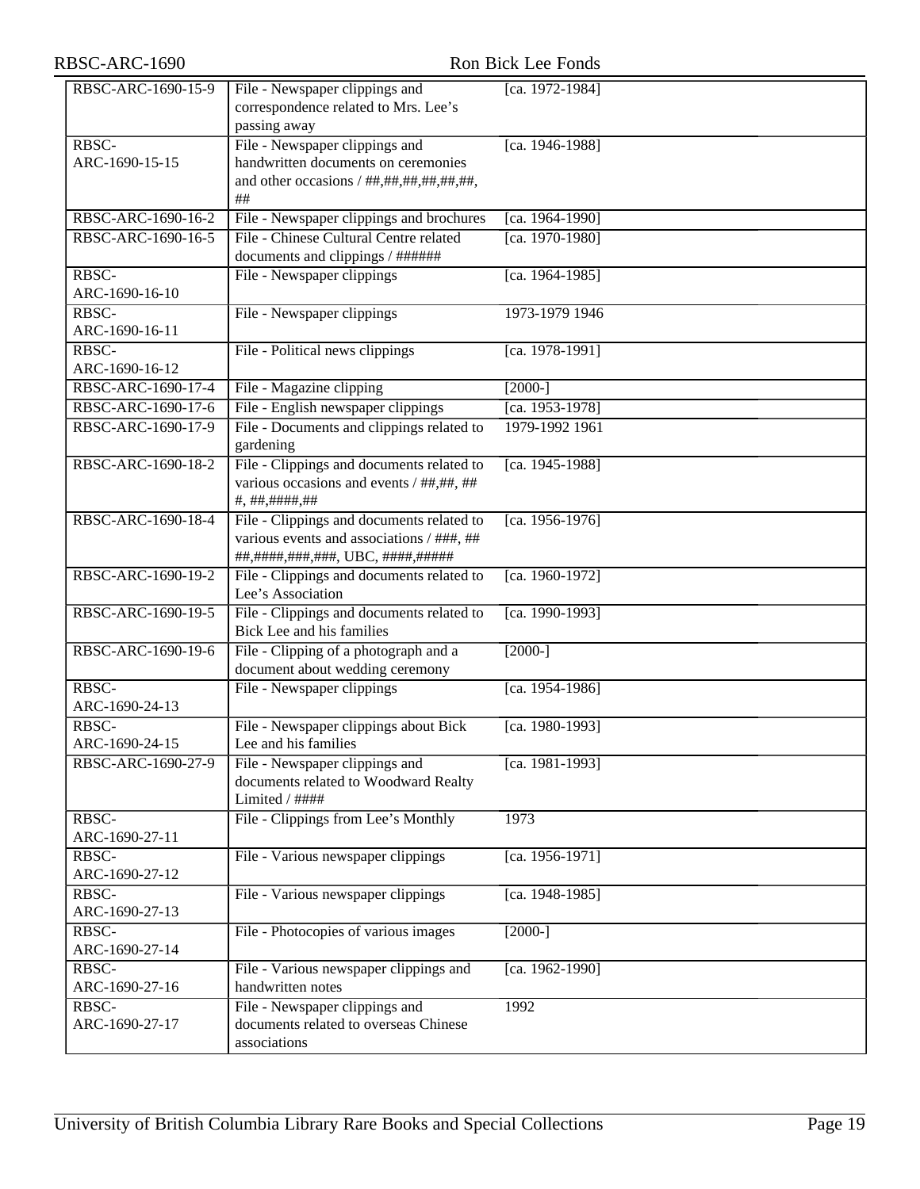| | | | |
|---|---|---|---|
| RBSC-ARC-1690-15-9 | File - Newspaper clippings and correspondence related to Mrs. Lee's passing away | [ca. 1972-1984] | |
| RBSC-ARC-1690-15-15 | File - Newspaper clippings and handwritten documents on ceremonies and other occasions / ##,##,##,##,##,##, ## | [ca. 1946-1988] | |
| RBSC-ARC-1690-16-2 | File - Newspaper clippings and brochures | [ca. 1964-1990] | |
| RBSC-ARC-1690-16-5 | File - Chinese Cultural Centre related documents and clippings / ###### | [ca. 1970-1980] | |
| RBSC-ARC-1690-16-10 | File - Newspaper clippings | [ca. 1964-1985] | |
| RBSC-ARC-1690-16-11 | File - Newspaper clippings | 1973-1979 1946 | |
| RBSC-ARC-1690-16-12 | File - Political news clippings | [ca. 1978-1991] | |
| RBSC-ARC-1690-17-4 | File - Magazine clipping | [2000-] | |
| RBSC-ARC-1690-17-6 | File - English newspaper clippings | [ca. 1953-1978] | |
| RBSC-ARC-1690-17-9 | File - Documents and clippings related to gardening | 1979-1992 1961 | |
| RBSC-ARC-1690-18-2 | File - Clippings and documents related to various occasions and events / ##,##, ## #, ##,####,## | [ca. 1945-1988] | |
| RBSC-ARC-1690-18-4 | File - Clippings and documents related to various events and associations / ###, ## ##,####,###,###, UBC, ####,##### | [ca. 1956-1976] | |
| RBSC-ARC-1690-19-2 | File - Clippings and documents related to Lee's Association | [ca. 1960-1972] | |
| RBSC-ARC-1690-19-5 | File - Clippings and documents related to Bick Lee and his families | [ca. 1990-1993] | |
| RBSC-ARC-1690-19-6 | File - Clipping of a photograph and a document about wedding ceremony | [2000-] | |
| RBSC-ARC-1690-24-13 | File - Newspaper clippings | [ca. 1954-1986] | |
| RBSC-ARC-1690-24-15 | File - Newspaper clippings about Bick Lee and his families | [ca. 1980-1993] | |
| RBSC-ARC-1690-27-9 | File - Newspaper clippings and documents related to Woodward Realty Limited / #### | [ca. 1981-1993] | |
| RBSC-ARC-1690-27-11 | File - Clippings from Lee's Monthly | 1973 | |
| RBSC-ARC-1690-27-12 | File - Various newspaper clippings | [ca. 1956-1971] | |
| RBSC-ARC-1690-27-13 | File - Various newspaper clippings | [ca. 1948-1985] | |
| RBSC-ARC-1690-27-14 | File - Photocopies of various images | [2000-] | |
| RBSC-ARC-1690-27-16 | File - Various newspaper clippings and handwritten notes | [ca. 1962-1990] | |
| RBSC-ARC-1690-27-17 | File - Newspaper clippings and documents related to overseas Chinese associations | 1992 | |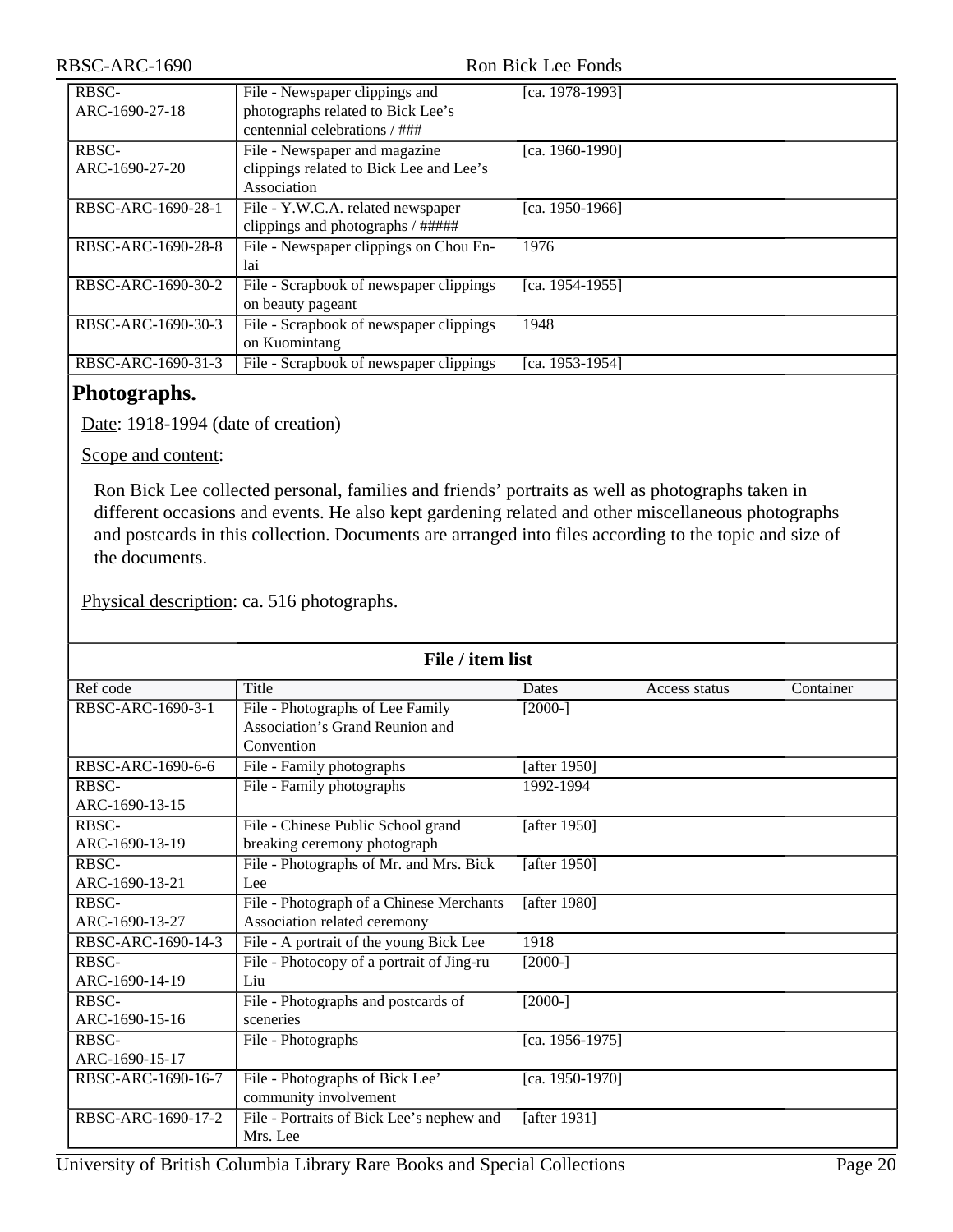| | | | | |
|---|---|---|---|---|
| RBSC-ARC-1690-27-18 | File - Newspaper clippings and photographs related to Bick Lee's centennial celebrations / ### | [ca. 1978-1993] | | |
| RBSC-ARC-1690-27-20 | File - Newspaper and magazine clippings related to Bick Lee and Lee's Association | [ca. 1960-1990] | | |
| RBSC-ARC-1690-28-1 | File - Y.W.C.A. related newspaper clippings and photographs / ##### | [ca. 1950-1966] | | |
| RBSC-ARC-1690-28-8 | File - Newspaper clippings on Chou En-lai | 1976 | | |
| RBSC-ARC-1690-30-2 | File - Scrapbook of newspaper clippings on beauty pageant | [ca. 1954-1955] | | |
| RBSC-ARC-1690-30-3 | File - Scrapbook of newspaper clippings on Kuomintang | 1948 | | |
| RBSC-ARC-1690-31-3 | File - Scrapbook of newspaper clippings | [ca. 1953-1954] | | |

## Photographs.

Date: 1918-1994 (date of creation)

Scope and content:

Ron Bick Lee collected personal, families and friends' portraits as well as photographs taken in different occasions and events. He also kept gardening related and other miscellaneous photographs and postcards in this collection. Documents are arranged into files according to the topic and size of the documents.

Physical description: ca. 516 photographs.

**File / item list**

| Ref code | Title | Dates | Access status | Container |
|---|---|---|---|---|
| RBSC-ARC-1690-3-1 | File - Photographs of Lee Family Association's Grand Reunion and Convention | [2000-] | | |
| RBSC-ARC-1690-6-6 | File - Family photographs | [after 1950] | | |
| RBSC-ARC-1690-13-15 | File - Family photographs | 1992-1994 | | |
| RBSC-ARC-1690-13-19 | File - Chinese Public School grand breaking ceremony photograph | [after 1950] | | |
| RBSC-ARC-1690-13-21 | File - Photographs of Mr. and Mrs. Bick Lee | [after 1950] | | |
| RBSC-ARC-1690-13-27 | File - Photograph of a Chinese Merchants Association related ceremony | [after 1980] | | |
| RBSC-ARC-1690-14-3 | File - A portrait of the young Bick Lee | 1918 | | |
| RBSC-ARC-1690-14-19 | File - Photocopy of a portrait of Jing-ru Liu | [2000-] | | |
| RBSC-ARC-1690-15-16 | File - Photographs and postcards of sceneries | [2000-] | | |
| RBSC-ARC-1690-15-17 | File - Photographs | [ca. 1956-1975] | | |
| RBSC-ARC-1690-16-7 | File - Photographs of Bick Lee' community involvement | [ca. 1950-1970] | | |
| RBSC-ARC-1690-17-2 | File - Portraits of Bick Lee's nephew and Mrs. Lee | [after 1931] | | |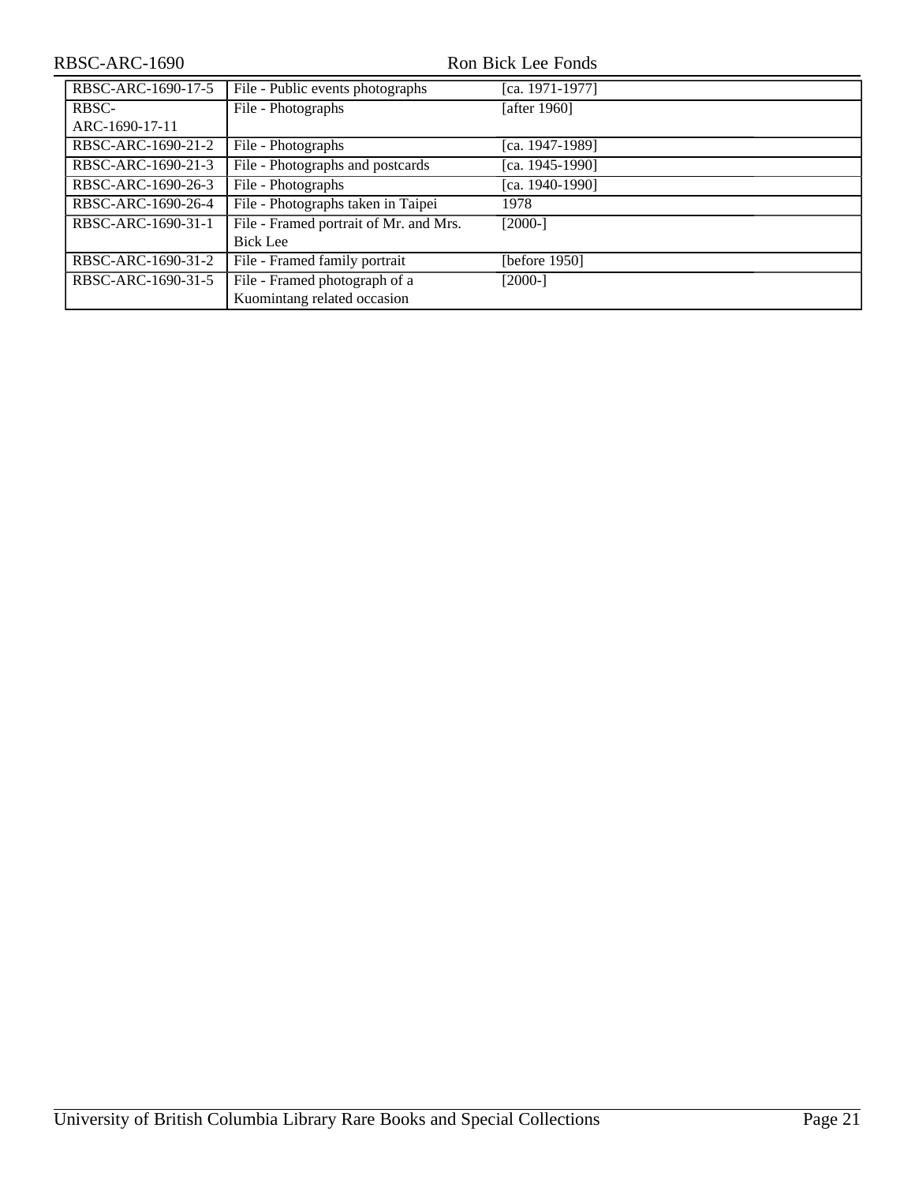| | | |
|---|---|---|
| RBSC-ARC-1690-17-5 | File - Public events photographs | [ca. 1971-1977] |
| RBSC-ARC-1690-17-11 | File - Photographs | [after 1960] |
| RBSC-ARC-1690-21-2 | File - Photographs | [ca. 1947-1989] |
| RBSC-ARC-1690-21-3 | File - Photographs and postcards | [ca. 1945-1990] |
| RBSC-ARC-1690-26-3 | File - Photographs | [ca. 1940-1990] |
| RBSC-ARC-1690-26-4 | File - Photographs taken in Taipei | 1978 |
| RBSC-ARC-1690-31-1 | File - Framed portrait of Mr. and Mrs. Bick Lee | [2000-] |
| RBSC-ARC-1690-31-2 | File - Framed family portrait | [before 1950] |
| RBSC-ARC-1690-31-5 | File - Framed photograph of a Kuomintang related occasion | [2000-] |